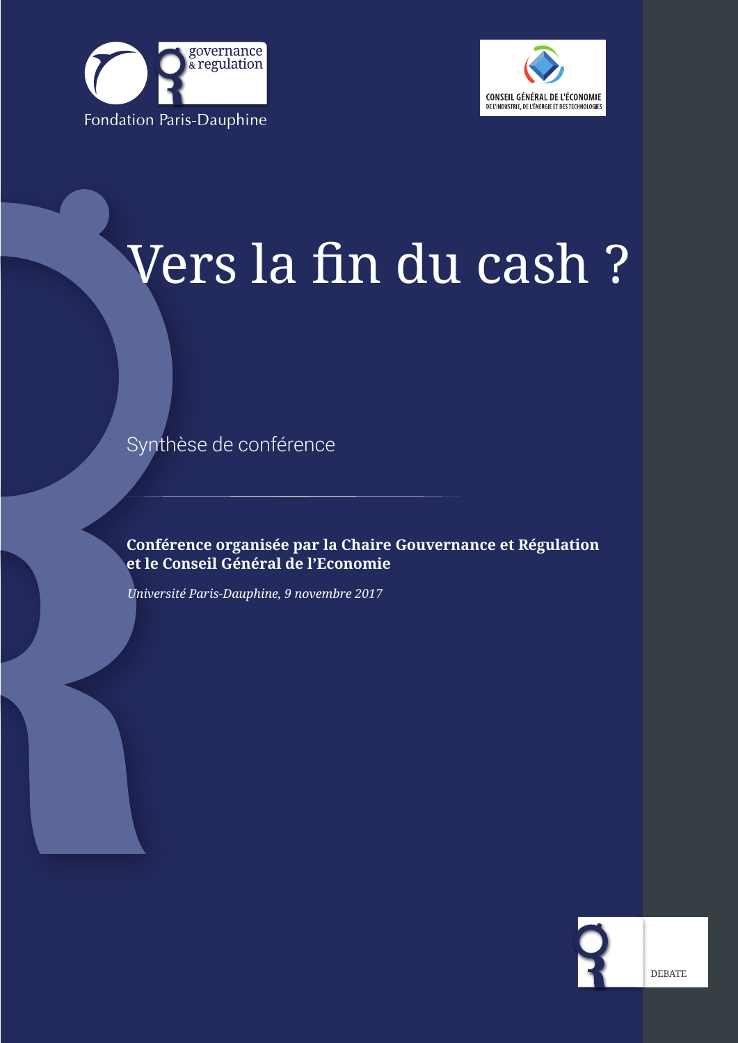governance & regulation

Fondation Paris-Dauphine

CONSEIL GÉNÉRAL DE L'ÉCONOMIE
DE L'INDUSTRIE, DE L'ÉNERGIE ET DES TECHNOLOGIES

# Vers la fin du cash ?

Synthèse de conférence

---

**Conférence organisée par la Chaire Gouvernance et Régulation et le Conseil Général de l'Economie**

*Université Paris-Dauphine, 9 novembre 2017*

DEBATE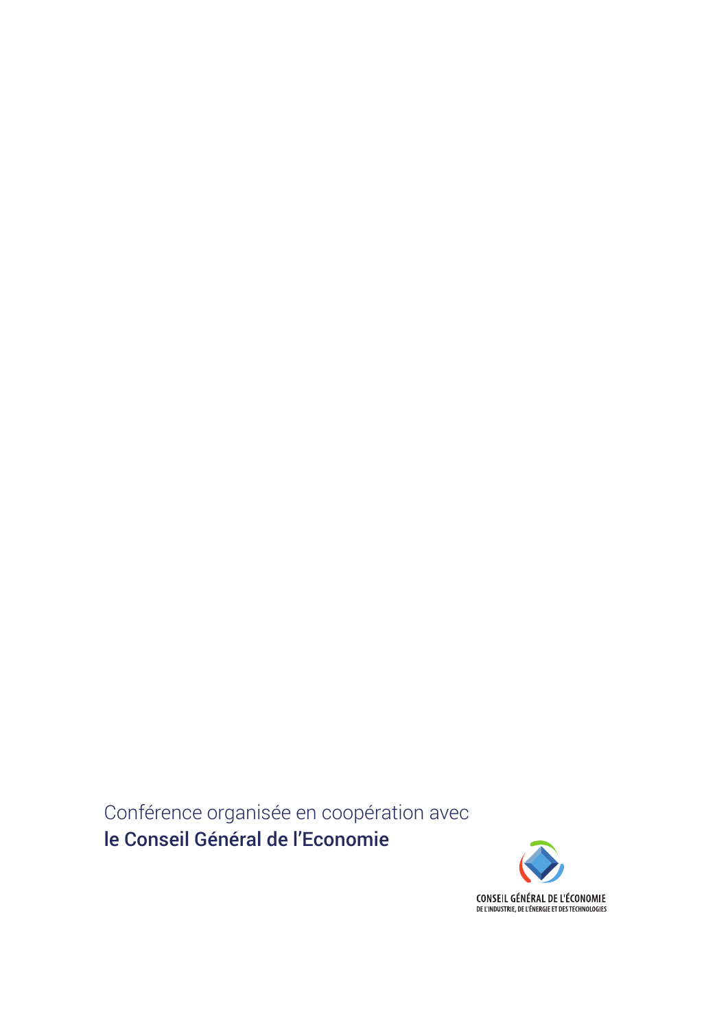Conférence organisée en coopération avec
**le Conseil Général de l’Economie**

CONSEIL GÉNÉRAL DE L'ÉCONOMIE
DE L'INDUSTRIE, DE L'ÉNERGIE ET DES TECHNOLOGIES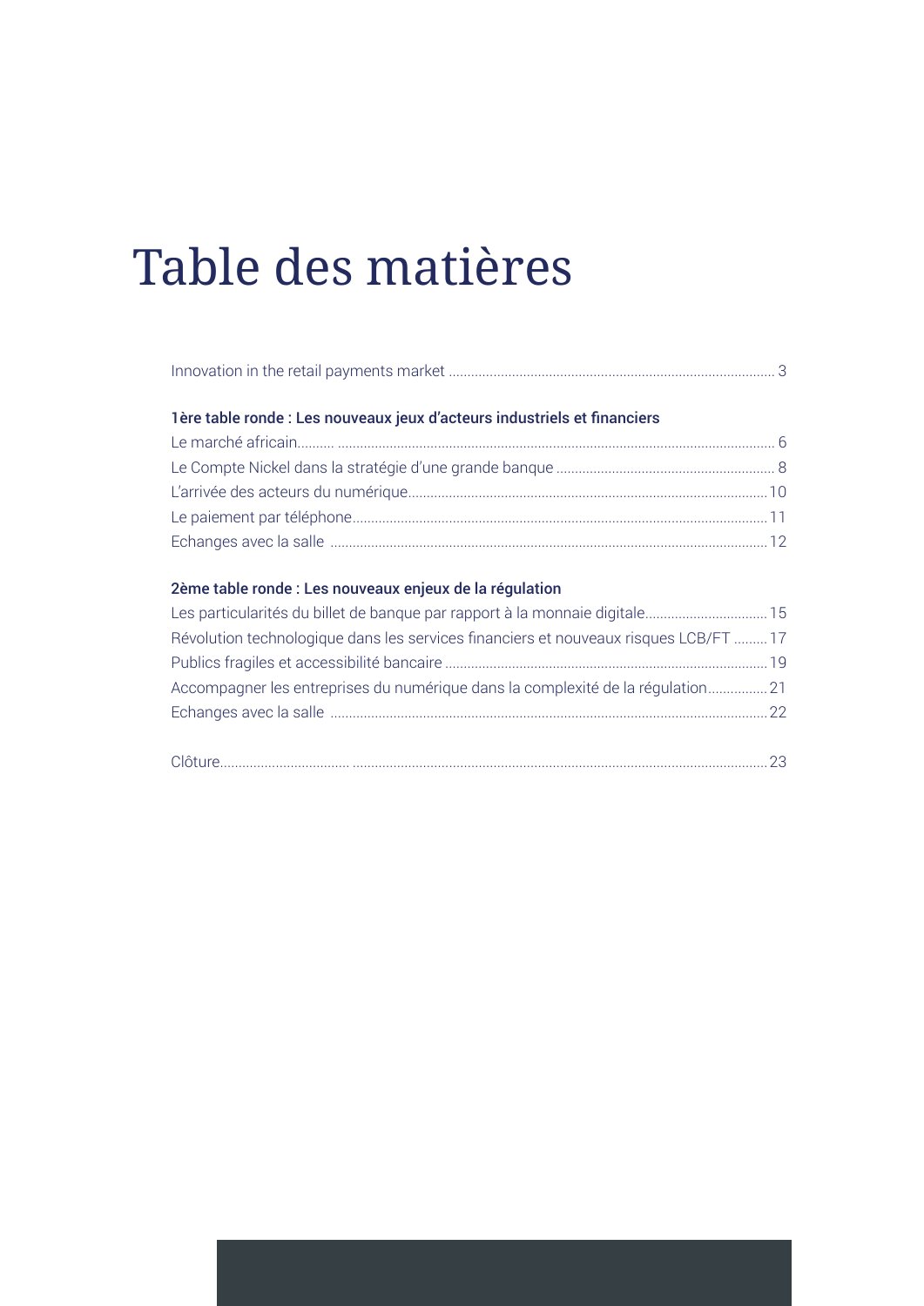# Table des matières

Innovation in the retail payments market ........................................ 3

**1ère table ronde : Les nouveaux jeux d'acteurs industriels et financiers**

Le marché africain........................................ 6

Le Compte Nickel dans la stratégie d'une grande banque ........................................ 8

L'arrivée des acteurs du numérique........................................ 10

Le paiement par téléphone........................................ 11

Echanges avec la salle ........................................ 12

**2ème table ronde : Les nouveaux enjeux de la régulation**

Les particularités du billet de banque par rapport à la monnaie digitale........................................ 15

Révolution technologique dans les services financiers et nouveaux risques LCB/FT ........................................ 17

Publics fragiles et accessibilité bancaire ........................................ 19

Accompagner les entreprises du numérique dans la complexité de la régulation........................................ 21

Echanges avec la salle ........................................ 22

Clôture........................................ 23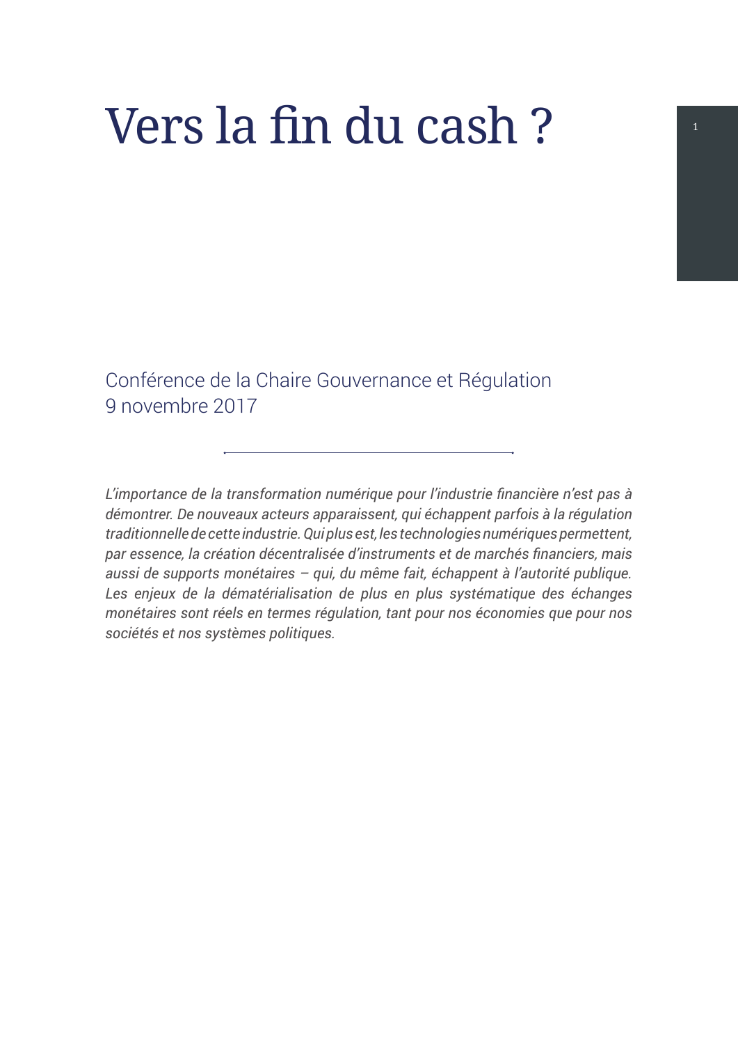# Vers la fin du cash ?

Conférence de la Chaire Gouvernance et Régulation
9 novembre 2017

---

*L'importance de la transformation numérique pour l'industrie financière n'est pas à démontrer. De nouveaux acteurs apparaissent, qui échappent parfois à la régulation traditionnelle de cette industrie. Qui plus est, les technologies numériques permettent, par essence, la création décentralisée d'instruments et de marchés financiers, mais aussi de supports monétaires – qui, du même fait, échappent à l'autorité publique. Les enjeux de la dématérialisation de plus en plus systématique des échanges monétaires sont réels en termes régulation, tant pour nos économies que pour nos sociétés et nos systèmes politiques.*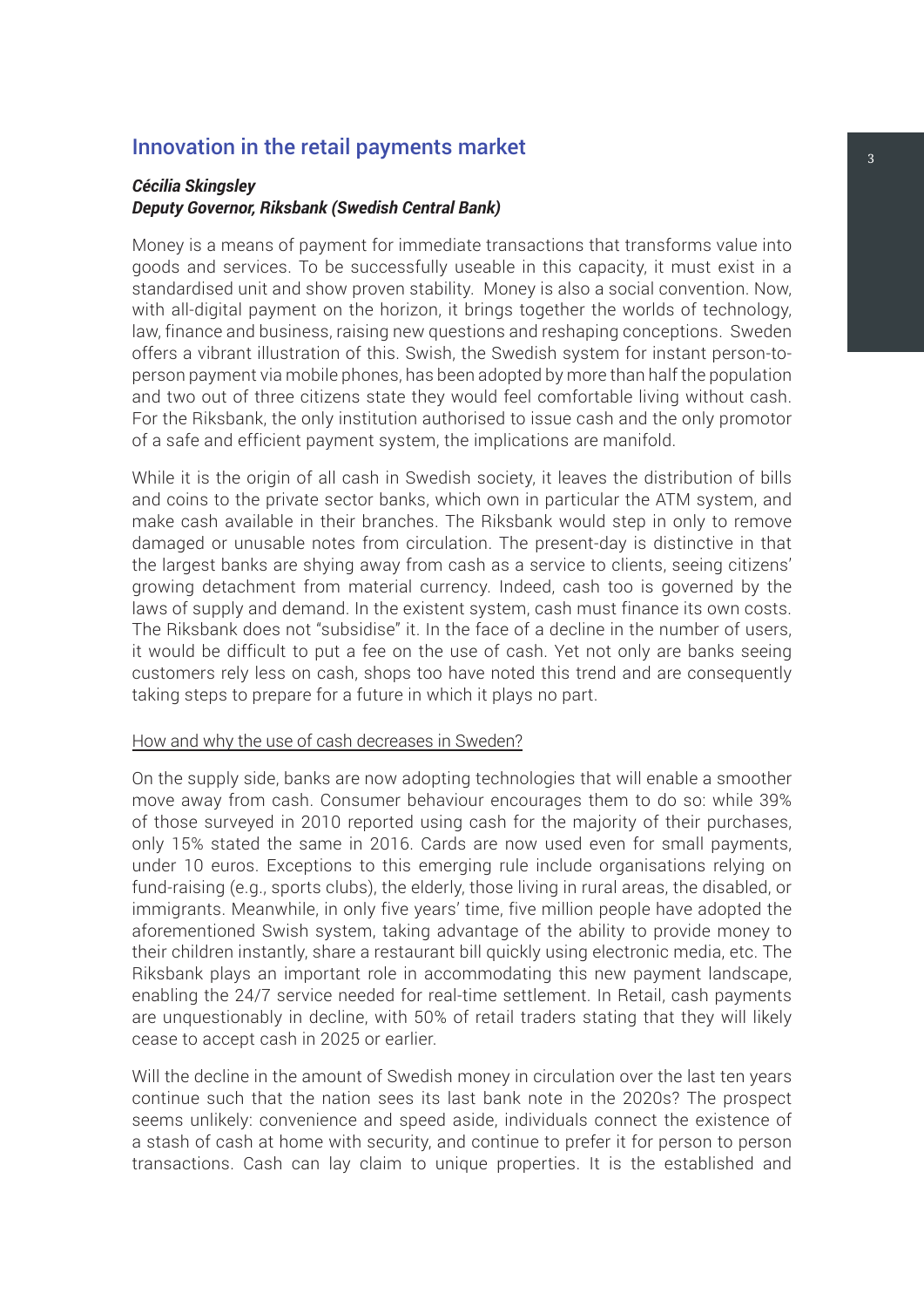## Innovation in the retail payments market

***Cécilia Skingsley***
***Deputy Governor, Riksbank (Swedish Central Bank)***

Money is a means of payment for immediate transactions that transforms value into goods and services. To be successfully useable in this capacity, it must exist in a standardised unit and show proven stability. Money is also a social convention. Now, with all-digital payment on the horizon, it brings together the worlds of technology, law, finance and business, raising new questions and reshaping conceptions. Sweden offers a vibrant illustration of this. Swish, the Swedish system for instant person-to-person payment via mobile phones, has been adopted by more than half the population and two out of three citizens state they would feel comfortable living without cash. For the Riksbank, the only institution authorised to issue cash and the only promotor of a safe and efficient payment system, the implications are manifold.

While it is the origin of all cash in Swedish society, it leaves the distribution of bills and coins to the private sector banks, which own in particular the ATM system, and make cash available in their branches. The Riksbank would step in only to remove damaged or unusable notes from circulation. The present-day is distinctive in that the largest banks are shying away from cash as a service to clients, seeing citizens' growing detachment from material currency. Indeed, cash too is governed by the laws of supply and demand. In the existent system, cash must finance its own costs. The Riksbank does not "subsidise" it. In the face of a decline in the number of users, it would be difficult to put a fee on the use of cash. Yet not only are banks seeing customers rely less on cash, shops too have noted this trend and are consequently taking steps to prepare for a future in which it plays no part.

<u>How and why the use of cash decreases in Sweden?</u>

On the supply side, banks are now adopting technologies that will enable a smoother move away from cash. Consumer behaviour encourages them to do so: while 39% of those surveyed in 2010 reported using cash for the majority of their purchases, only 15% stated the same in 2016. Cards are now used even for small payments, under 10 euros. Exceptions to this emerging rule include organisations relying on fund-raising (e.g., sports clubs), the elderly, those living in rural areas, the disabled, or immigrants. Meanwhile, in only five years' time, five million people have adopted the aforementioned Swish system, taking advantage of the ability to provide money to their children instantly, share a restaurant bill quickly using electronic media, etc. The Riksbank plays an important role in accommodating this new payment landscape, enabling the 24/7 service needed for real-time settlement. In Retail, cash payments are unquestionably in decline, with 50% of retail traders stating that they will likely cease to accept cash in 2025 or earlier.

Will the decline in the amount of Swedish money in circulation over the last ten years continue such that the nation sees its last bank note in the 2020s? The prospect seems unlikely: convenience and speed aside, individuals connect the existence of a stash of cash at home with security, and continue to prefer it for person to person transactions. Cash can lay claim to unique properties. It is the established and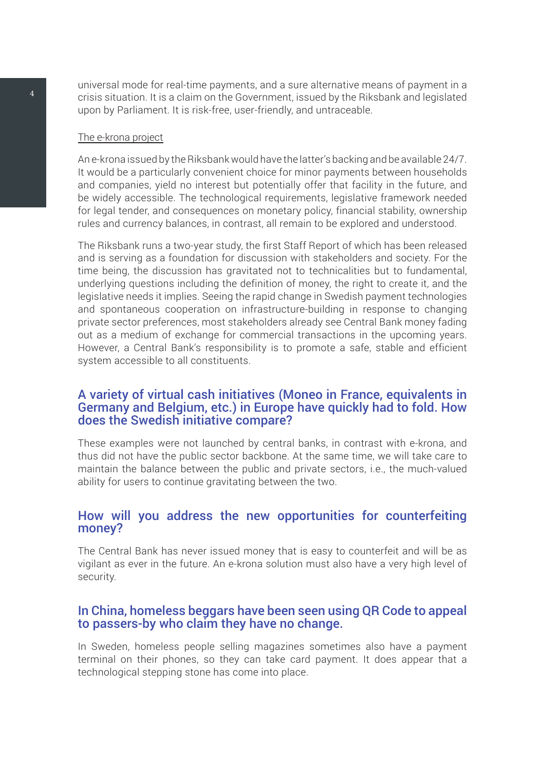universal mode for real-time payments, and a sure alternative means of payment in a crisis situation. It is a claim on the Government, issued by the Riksbank and legislated upon by Parliament. It is risk-free, user-friendly, and untraceable.

The e-krona project

An e-krona issued by the Riksbank would have the latter's backing and be available 24/7. It would be a particularly convenient choice for minor payments between households and companies, yield no interest but potentially offer that facility in the future, and be widely accessible. The technological requirements, legislative framework needed for legal tender, and consequences on monetary policy, financial stability, ownership rules and currency balances, in contrast, all remain to be explored and understood.

The Riksbank runs a two-year study, the first Staff Report of which has been released and is serving as a foundation for discussion with stakeholders and society. For the time being, the discussion has gravitated not to technicalities but to fundamental, underlying questions including the definition of money, the right to create it, and the legislative needs it implies. Seeing the rapid change in Swedish payment technologies and spontaneous cooperation on infrastructure-building in response to changing private sector preferences, most stakeholders already see Central Bank money fading out as a medium of exchange for commercial transactions in the upcoming years. However, a Central Bank's responsibility is to promote a safe, stable and efficient system accessible to all constituents.

## A variety of virtual cash initiatives (Moneo in France, equivalents in Germany and Belgium, etc.) in Europe have quickly had to fold. How does the Swedish initiative compare?

These examples were not launched by central banks, in contrast with e-krona, and thus did not have the public sector backbone. At the same time, we will take care to maintain the balance between the public and private sectors, i.e., the much-valued ability for users to continue gravitating between the two.

## How will you address the new opportunities for counterfeiting money?

The Central Bank has never issued money that is easy to counterfeit and will be as vigilant as ever in the future. An e-krona solution must also have a very high level of security.

## In China, homeless beggars have been seen using QR Code to appeal to passers-by who claim they have no change.

In Sweden, homeless people selling magazines sometimes also have a payment terminal on their phones, so they can take card payment. It does appear that a technological stepping stone has come into place.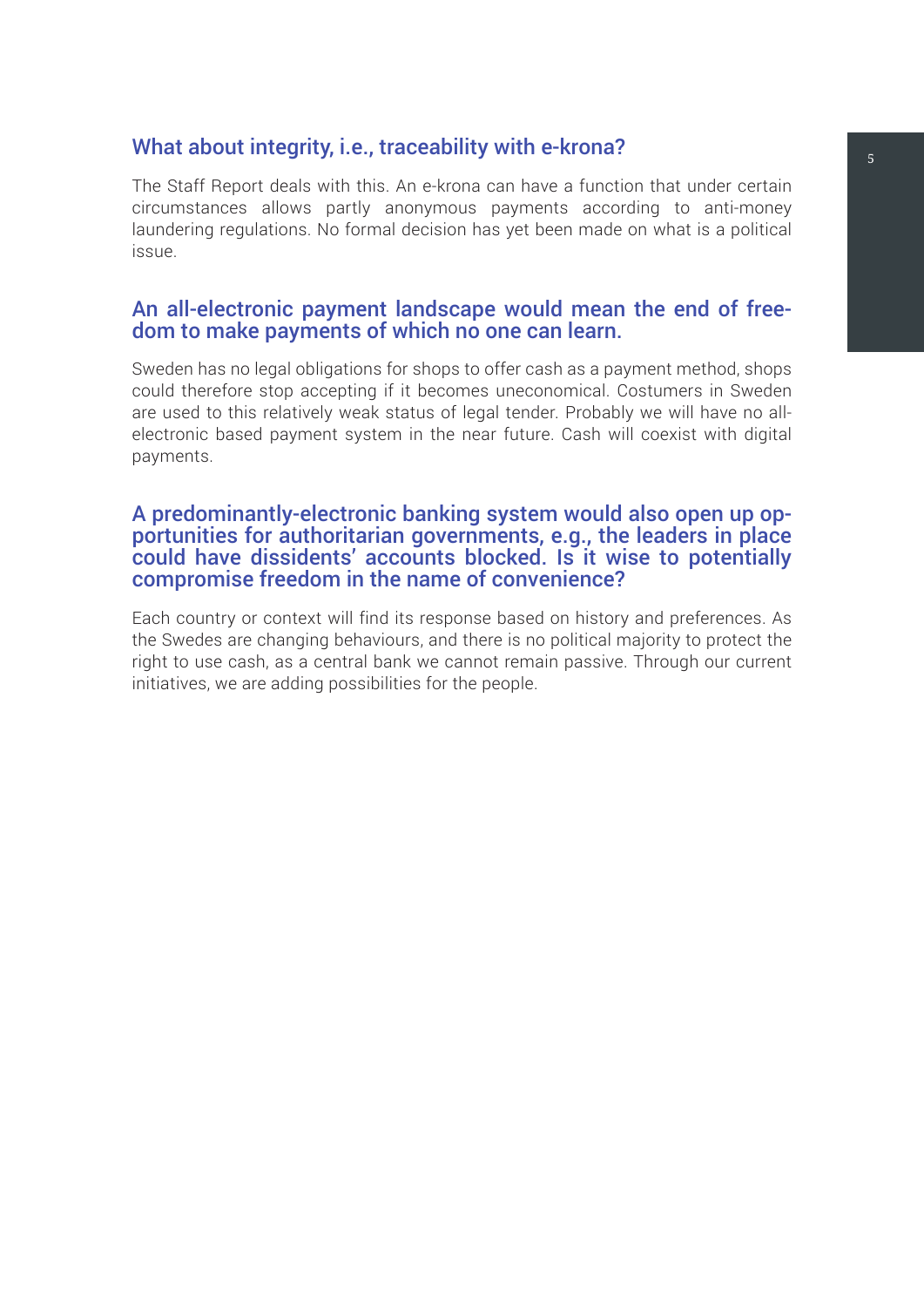## What about integrity, i.e., traceability with e-krona?

The Staff Report deals with this. An e-krona can have a function that under certain circumstances allows partly anonymous payments according to anti-money laundering regulations. No formal decision has yet been made on what is a political issue.

## An all-electronic payment landscape would mean the end of freedom to make payments of which no one can learn.

Sweden has no legal obligations for shops to offer cash as a payment method, shops could therefore stop accepting if it becomes uneconomical. Costumers in Sweden are used to this relatively weak status of legal tender. Probably we will have no all-electronic based payment system in the near future. Cash will coexist with digital payments.

## A predominantly-electronic banking system would also open up opportunities for authoritarian governments, e.g., the leaders in place could have dissidents' accounts blocked. Is it wise to potentially compromise freedom in the name of convenience?

Each country or context will find its response based on history and preferences. As the Swedes are changing behaviours, and there is no political majority to protect the right to use cash, as a central bank we cannot remain passive. Through our current initiatives, we are adding possibilities for the people.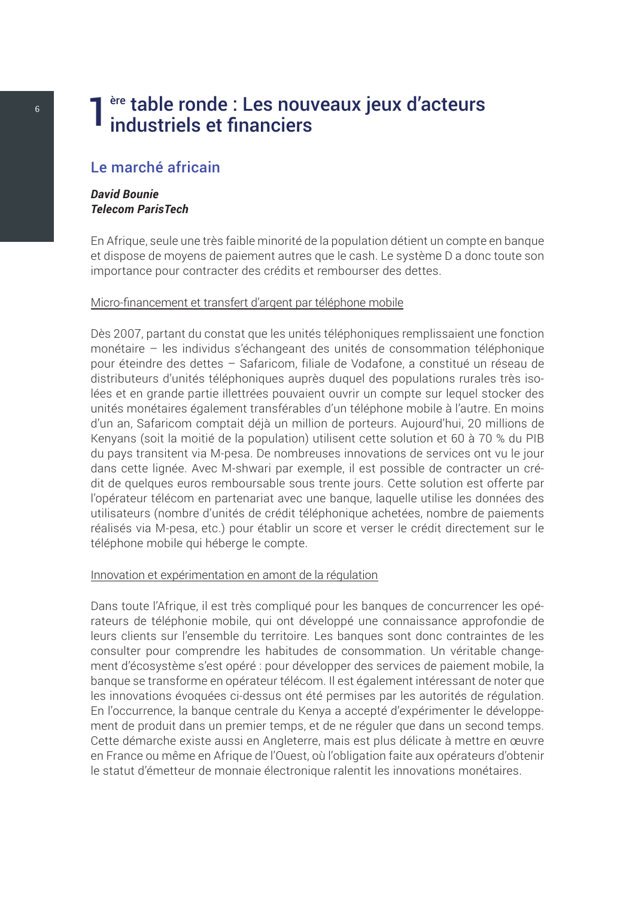# 1[ère] table ronde : Les nouveaux jeux d'acteurs industriels et financiers

## Le marché africain

***David Bounie***
***Telecom ParisTech***

En Afrique, seule une très faible minorité de la population détient un compte en banque et dispose de moyens de paiement autres que le cash. Le système D a donc toute son importance pour contracter des crédits et rembourser des dettes.

### Micro-financement et transfert d'argent par téléphone mobile

Dès 2007, partant du constat que les unités téléphoniques remplissaient une fonction monétaire – les individus s'échangeant des unités de consommation téléphonique pour éteindre des dettes – Safaricom, filiale de Vodafone, a constitué un réseau de distributeurs d'unités téléphoniques auprès duquel des populations rurales très isolées et en grande partie illettrées pouvaient ouvrir un compte sur lequel stocker des unités monétaires également transférables d'un téléphone mobile à l'autre. En moins d'un an, Safaricom comptait déjà un million de porteurs. Aujourd'hui, 20 millions de Kenyans (soit la moitié de la population) utilisent cette solution et 60 à 70 % du PIB du pays transitent via M-pesa. De nombreuses innovations de services ont vu le jour dans cette lignée. Avec M-shwari par exemple, il est possible de contracter un crédit de quelques euros remboursable sous trente jours. Cette solution est offerte par l'opérateur télécom en partenariat avec une banque, laquelle utilise les données des utilisateurs (nombre d'unités de crédit téléphonique achetées, nombre de paiements réalisés via M-pesa, etc.) pour établir un score et verser le crédit directement sur le téléphone mobile qui héberge le compte.

### Innovation et expérimentation en amont de la régulation

Dans toute l'Afrique, il est très compliqué pour les banques de concurrencer les opérateurs de téléphonie mobile, qui ont développé une connaissance approfondie de leurs clients sur l'ensemble du territoire. Les banques sont donc contraintes de les consulter pour comprendre les habitudes de consommation. Un véritable changement d'écosystème s'est opéré : pour développer des services de paiement mobile, la banque se transforme en opérateur télécom. Il est également intéressant de noter que les innovations évoquées ci-dessus ont été permises par les autorités de régulation. En l'occurrence, la banque centrale du Kenya a accepté d'expérimenter le développement de produit dans un premier temps, et de ne réguler que dans un second temps. Cette démarche existe aussi en Angleterre, mais est plus délicate à mettre en œuvre en France ou même en Afrique de l'Ouest, où l'obligation faite aux opérateurs d'obtenir le statut d'émetteur de monnaie électronique ralentit les innovations monétaires.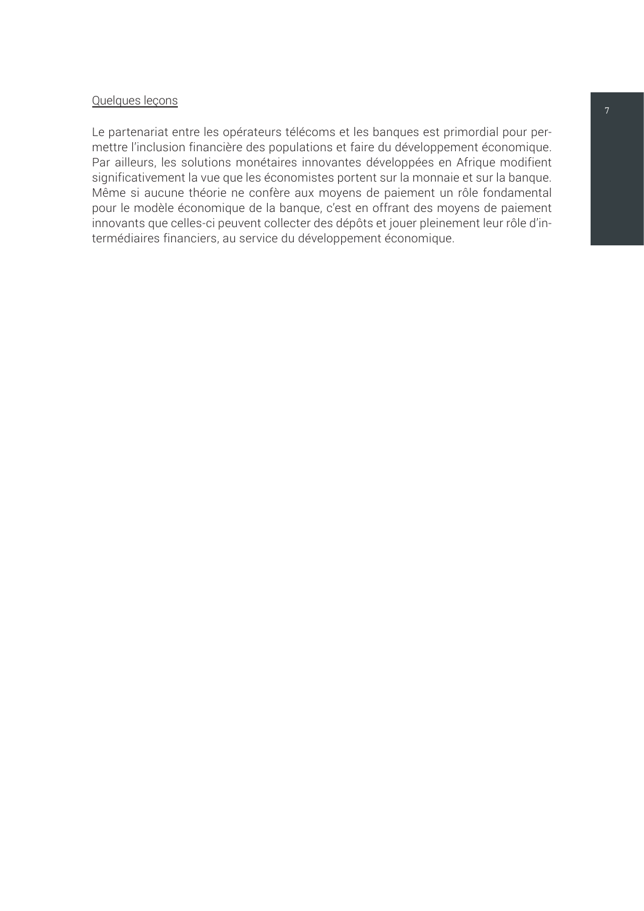Quelques leçons

Le partenariat entre les opérateurs télécoms et les banques est primordial pour permettre l'inclusion financière des populations et faire du développement économique. Par ailleurs, les solutions monétaires innovantes développées en Afrique modifient significativement la vue que les économistes portent sur la monnaie et sur la banque. Même si aucune théorie ne confère aux moyens de paiement un rôle fondamental pour le modèle économique de la banque, c'est en offrant des moyens de paiement innovants que celles-ci peuvent collecter des dépôts et jouer pleinement leur rôle d'intermédiaires financiers, au service du développement économique.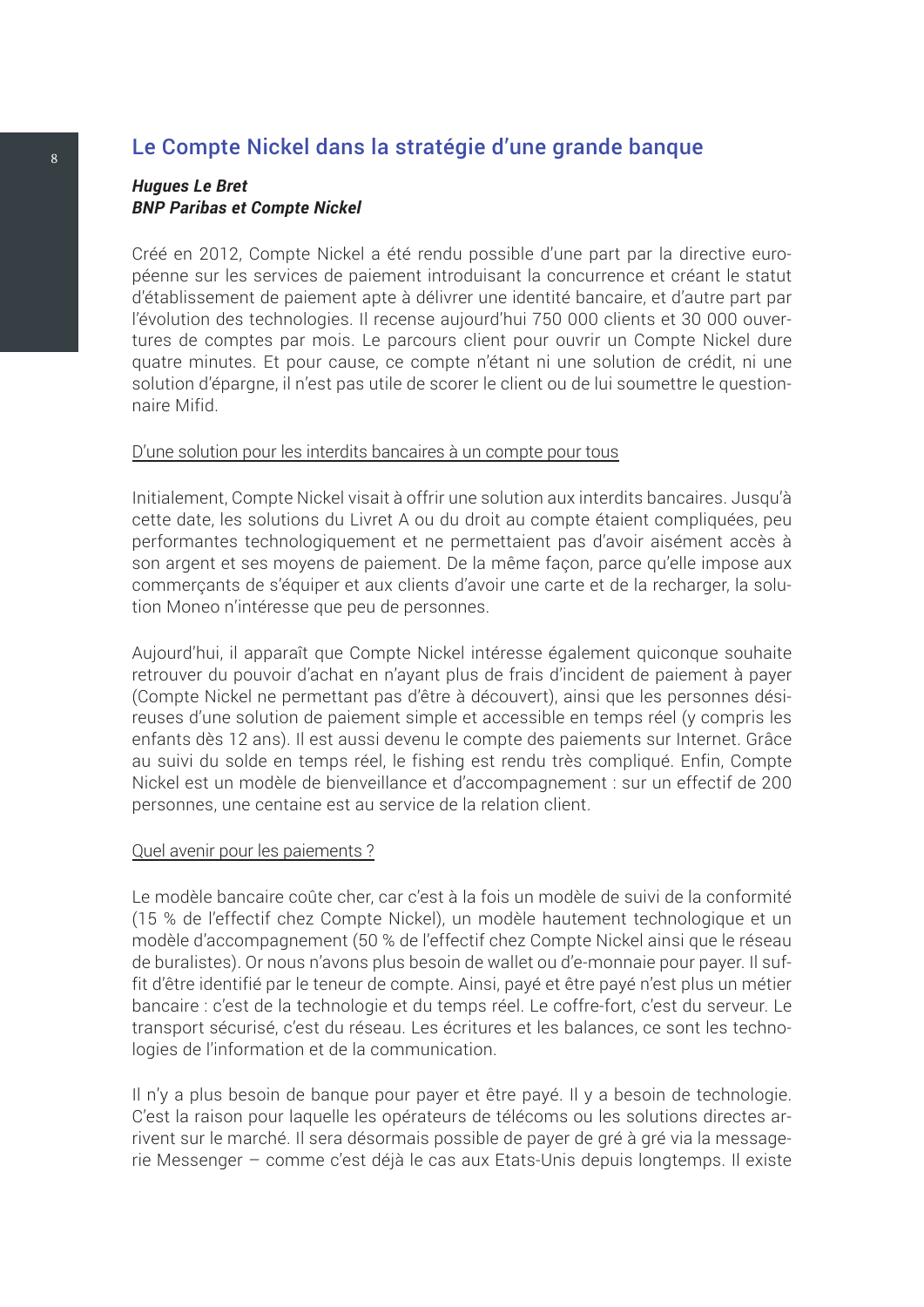## Le Compte Nickel dans la stratégie d'une grande banque

***Hugues Le Bret***
***BNP Paribas et Compte Nickel***

Créé en 2012, Compte Nickel a été rendu possible d'une part par la directive européenne sur les services de paiement introduisant la concurrence et créant le statut d'établissement de paiement apte à délivrer une identité bancaire, et d'autre part par l'évolution des technologies. Il recense aujourd'hui 750 000 clients et 30 000 ouvertures de comptes par mois. Le parcours client pour ouvrir un Compte Nickel dure quatre minutes. Et pour cause, ce compte n'étant ni une solution de crédit, ni une solution d'épargne, il n'est pas utile de scorer le client ou de lui soumettre le questionnaire Mifid.

<u>D'une solution pour les interdits bancaires à un compte pour tous</u>

Initialement, Compte Nickel visait à offrir une solution aux interdits bancaires. Jusqu'à cette date, les solutions du Livret A ou du droit au compte étaient compliquées, peu performantes technologiquement et ne permettaient pas d'avoir aisément accès à son argent et ses moyens de paiement. De la même façon, parce qu'elle impose aux commerçants de s'équiper et aux clients d'avoir une carte et de la recharger, la solution Moneo n'intéresse que peu de personnes.

Aujourd'hui, il apparaît que Compte Nickel intéresse également quiconque souhaite retrouver du pouvoir d'achat en n'ayant plus de frais d'incident de paiement à payer (Compte Nickel ne permettant pas d'être à découvert), ainsi que les personnes désireuses d'une solution de paiement simple et accessible en temps réel (y compris les enfants dès 12 ans). Il est aussi devenu le compte des paiements sur Internet. Grâce au suivi du solde en temps réel, le fishing est rendu très compliqué. Enfin, Compte Nickel est un modèle de bienveillance et d'accompagnement : sur un effectif de 200 personnes, une centaine est au service de la relation client.

<u>Quel avenir pour les paiements ?</u>

Le modèle bancaire coûte cher, car c'est à la fois un modèle de suivi de la conformité (15 % de l'effectif chez Compte Nickel), un modèle hautement technologique et un modèle d'accompagnement (50 % de l'effectif chez Compte Nickel ainsi que le réseau de buralistes). Or nous n'avons plus besoin de wallet ou d'e-monnaie pour payer. Il suffit d'être identifié par le teneur de compte. Ainsi, payé et être payé n'est plus un métier bancaire : c'est de la technologie et du temps réel. Le coffre-fort, c'est du serveur. Le transport sécurisé, c'est du réseau. Les écritures et les balances, ce sont les technologies de l'information et de la communication.

Il n'y a plus besoin de banque pour payer et être payé. Il y a besoin de technologie. C'est la raison pour laquelle les opérateurs de télécoms ou les solutions directes arrivent sur le marché. Il sera désormais possible de payer de gré à gré via la messagerie Messenger – comme c'est déjà le cas aux Etats-Unis depuis longtemps. Il existe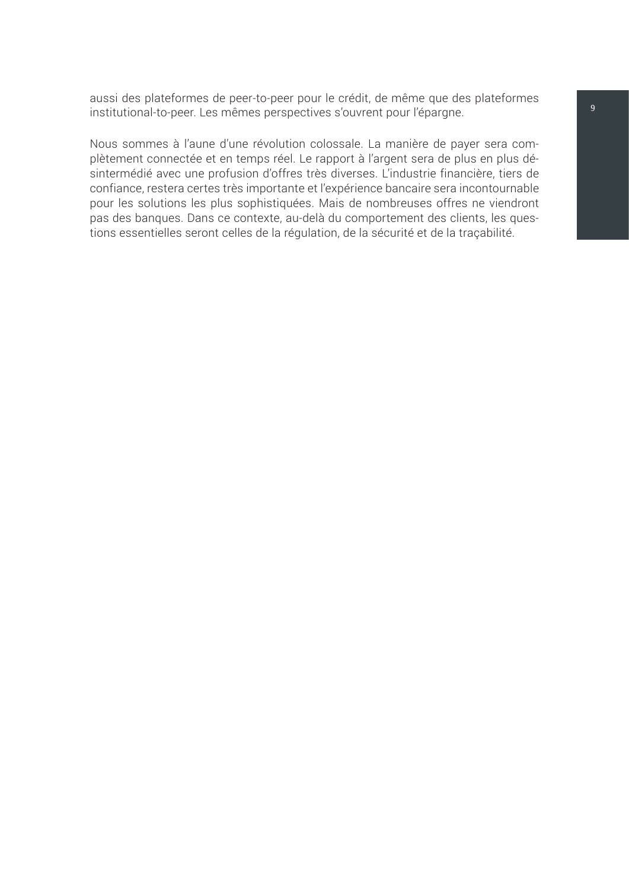aussi des plateformes de peer-to-peer pour le crédit, de même que des plateformes institutional-to-peer. Les mêmes perspectives s'ouvrent pour l'épargne.

Nous sommes à l'aune d'une révolution colossale. La manière de payer sera complètement connectée et en temps réel. Le rapport à l'argent sera de plus en plus désintermédié avec une profusion d'offres très diverses. L'industrie financière, tiers de confiance, restera certes très importante et l'expérience bancaire sera incontournable pour les solutions les plus sophistiquées. Mais de nombreuses offres ne viendront pas des banques. Dans ce contexte, au-delà du comportement des clients, les questions essentielles seront celles de la régulation, de la sécurité et de la traçabilité.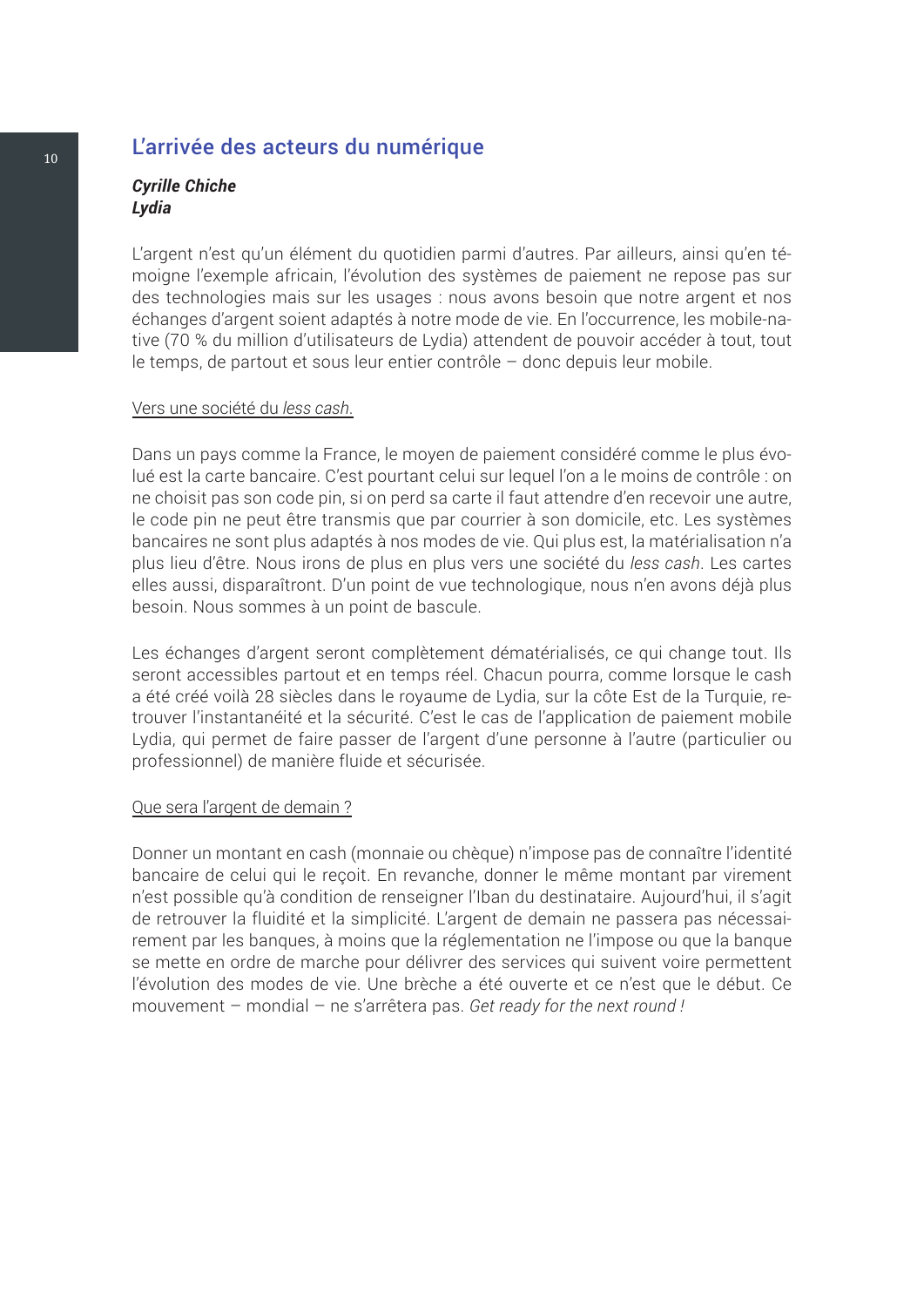## L'arrivée des acteurs du numérique

***Cyrille Chiche***
***Lydia***

L'argent n'est qu'un élément du quotidien parmi d'autres. Par ailleurs, ainsi qu'en témoigne l'exemple africain, l'évolution des systèmes de paiement ne repose pas sur des technologies mais sur les usages : nous avons besoin que notre argent et nos échanges d'argent soient adaptés à notre mode de vie. En l'occurrence, les mobile-native (70 % du million d'utilisateurs de Lydia) attendent de pouvoir accéder à tout, tout le temps, de partout et sous leur entier contrôle – donc depuis leur mobile.

<u>Vers une société du *less cash*.</u>

Dans un pays comme la France, le moyen de paiement considéré comme le plus évolué est la carte bancaire. C'est pourtant celui sur lequel l'on a le moins de contrôle : on ne choisit pas son code pin, si on perd sa carte il faut attendre d'en recevoir une autre, le code pin ne peut être transmis que par courrier à son domicile, etc. Les systèmes bancaires ne sont plus adaptés à nos modes de vie. Qui plus est, la matérialisation n'a plus lieu d'être. Nous irons de plus en plus vers une société du *less cash*. Les cartes elles aussi, disparaîtront. D'un point de vue technologique, nous n'en avons déjà plus besoin. Nous sommes à un point de bascule.

Les échanges d'argent seront complètement dématérialisés, ce qui change tout. Ils seront accessibles partout et en temps réel. Chacun pourra, comme lorsque le cash a été créé voilà 28 siècles dans le royaume de Lydia, sur la côte Est de la Turquie, retrouver l'instantanéité et la sécurité. C'est le cas de l'application de paiement mobile Lydia, qui permet de faire passer de l'argent d'une personne à l'autre (particulier ou professionnel) de manière fluide et sécurisée.

<u>Que sera l'argent de demain ?</u>

Donner un montant en cash (monnaie ou chèque) n'impose pas de connaître l'identité bancaire de celui qui le reçoit. En revanche, donner le même montant par virement n'est possible qu'à condition de renseigner l'Iban du destinataire. Aujourd'hui, il s'agit de retrouver la fluidité et la simplicité. L'argent de demain ne passera pas nécessairement par les banques, à moins que la réglementation ne l'impose ou que la banque se mette en ordre de marche pour délivrer des services qui suivent voire permettent l'évolution des modes de vie. Une brèche a été ouverte et ce n'est que le début. Ce mouvement – mondial – ne s'arrêtera pas. *Get ready for the next round !*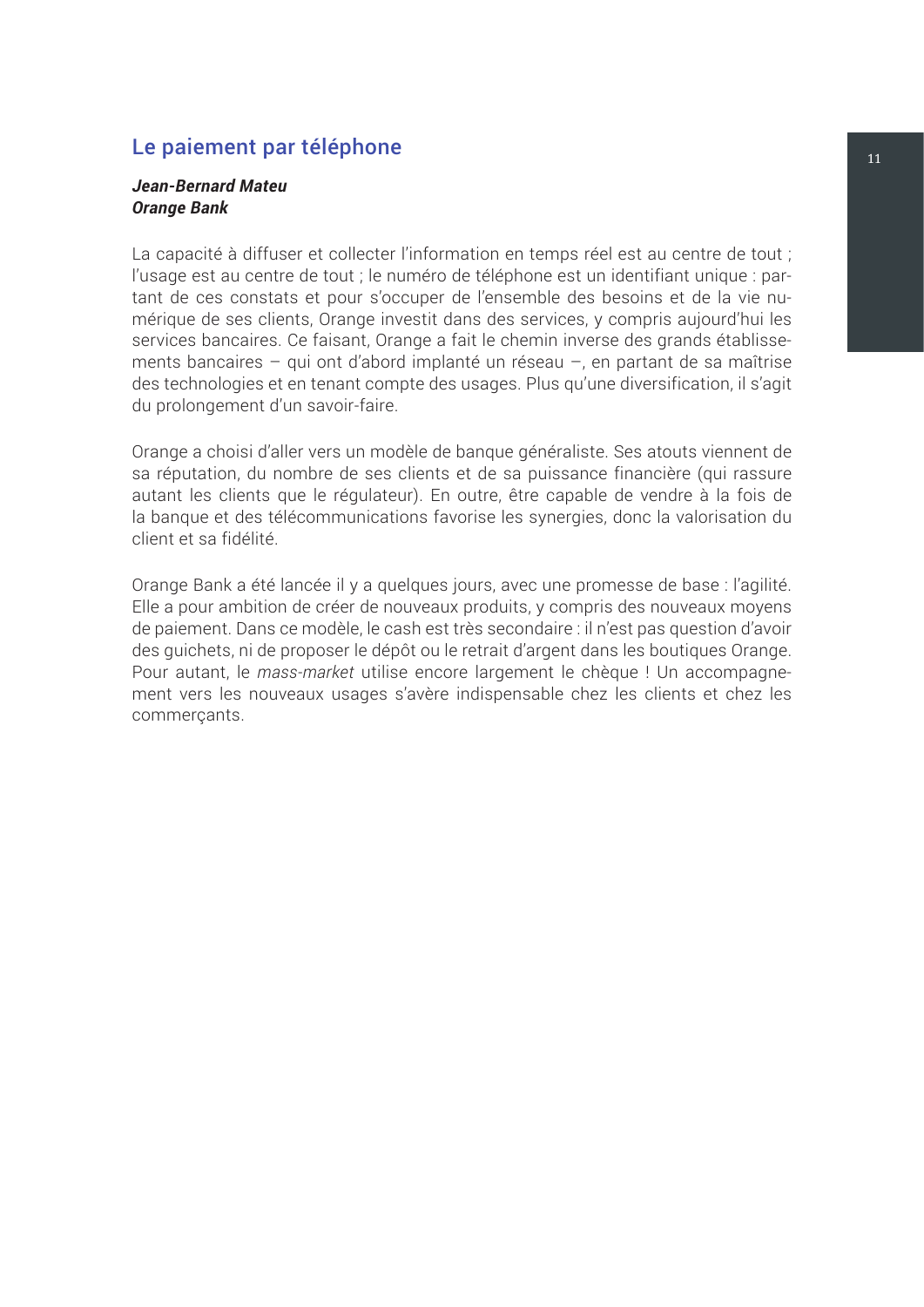## Le paiement par téléphone

***Jean-Bernard Mateu***
***Orange Bank***

La capacité à diffuser et collecter l'information en temps réel est au centre de tout ; l'usage est au centre de tout ; le numéro de téléphone est un identifiant unique : partant de ces constats et pour s'occuper de l'ensemble des besoins et de la vie numérique de ses clients, Orange investit dans des services, y compris aujourd'hui les services bancaires. Ce faisant, Orange a fait le chemin inverse des grands établissements bancaires – qui ont d'abord implanté un réseau –, en partant de sa maîtrise des technologies et en tenant compte des usages. Plus qu'une diversification, il s'agit du prolongement d'un savoir-faire.

Orange a choisi d'aller vers un modèle de banque généraliste. Ses atouts viennent de sa réputation, du nombre de ses clients et de sa puissance financière (qui rassure autant les clients que le régulateur). En outre, être capable de vendre à la fois de la banque et des télécommunications favorise les synergies, donc la valorisation du client et sa fidélité.

Orange Bank a été lancée il y a quelques jours, avec une promesse de base : l'agilité. Elle a pour ambition de créer de nouveaux produits, y compris des nouveaux moyens de paiement. Dans ce modèle, le cash est très secondaire : il n'est pas question d'avoir des guichets, ni de proposer le dépôt ou le retrait d'argent dans les boutiques Orange. Pour autant, le *mass-market* utilise encore largement le chèque ! Un accompagnement vers les nouveaux usages s'avère indispensable chez les clients et chez les commerçants.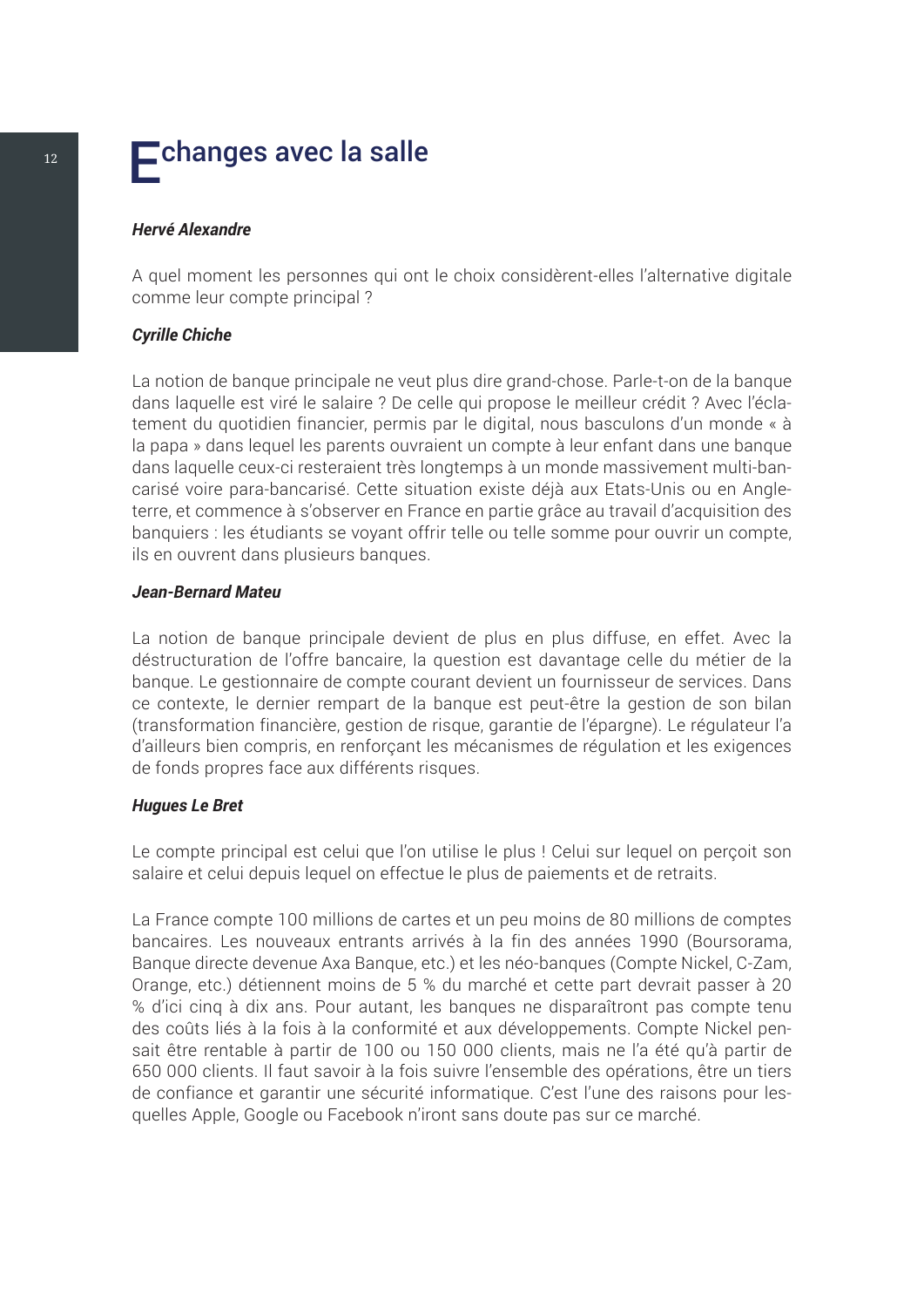# Echanges avec la salle

***Hervé Alexandre***

A quel moment les personnes qui ont le choix considèrent-elles l'alternative digitale comme leur compte principal ?

***Cyrille Chiche***

La notion de banque principale ne veut plus dire grand-chose. Parle-t-on de la banque dans laquelle est viré le salaire ? De celle qui propose le meilleur crédit ? Avec l'éclatement du quotidien financier, permis par le digital, nous basculons d'un monde « à la papa » dans lequel les parents ouvraient un compte à leur enfant dans une banque dans laquelle ceux-ci resteraient très longtemps à un monde massivement multi-bancarisé voire para-bancarisé. Cette situation existe déjà aux Etats-Unis ou en Angleterre, et commence à s'observer en France en partie grâce au travail d'acquisition des banquiers : les étudiants se voyant offrir telle ou telle somme pour ouvrir un compte, ils en ouvrent dans plusieurs banques.

***Jean-Bernard Mateu***

La notion de banque principale devient de plus en plus diffuse, en effet. Avec la déstructuration de l'offre bancaire, la question est davantage celle du métier de la banque. Le gestionnaire de compte courant devient un fournisseur de services. Dans ce contexte, le dernier rempart de la banque est peut-être la gestion de son bilan (transformation financière, gestion de risque, garantie de l'épargne). Le régulateur l'a d'ailleurs bien compris, en renforçant les mécanismes de régulation et les exigences de fonds propres face aux différents risques.

***Hugues Le Bret***

Le compte principal est celui que l'on utilise le plus ! Celui sur lequel on perçoit son salaire et celui depuis lequel on effectue le plus de paiements et de retraits.

La France compte 100 millions de cartes et un peu moins de 80 millions de comptes bancaires. Les nouveaux entrants arrivés à la fin des années 1990 (Boursorama, Banque directe devenue Axa Banque, etc.) et les néo-banques (Compte Nickel, C-Zam, Orange, etc.) détiennent moins de 5 % du marché et cette part devrait passer à 20 % d'ici cinq à dix ans. Pour autant, les banques ne disparaîtront pas compte tenu des coûts liés à la fois à la conformité et aux développements. Compte Nickel pensait être rentable à partir de 100 ou 150 000 clients, mais ne l'a été qu'à partir de 650 000 clients. Il faut savoir à la fois suivre l'ensemble des opérations, être un tiers de confiance et garantir une sécurité informatique. C'est l'une des raisons pour lesquelles Apple, Google ou Facebook n'iront sans doute pas sur ce marché.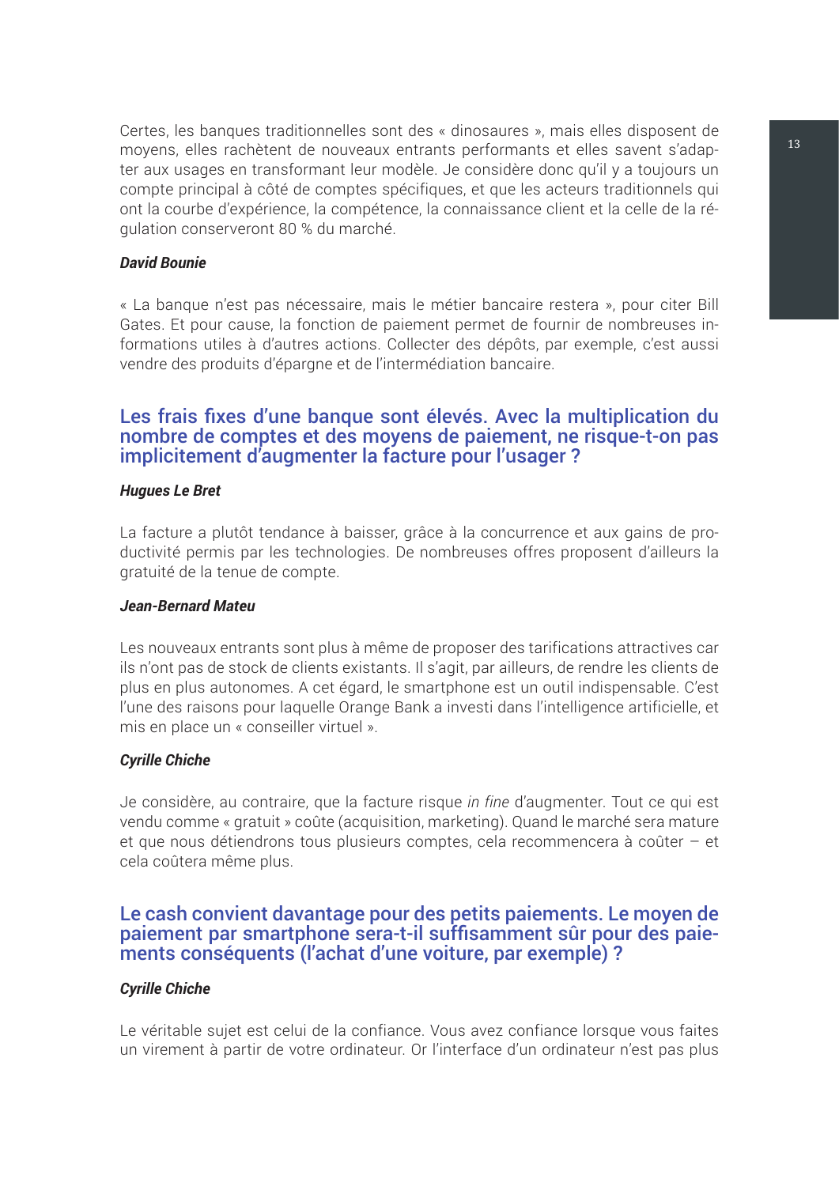Certes, les banques traditionnelles sont des « dinosaures », mais elles disposent de moyens, elles rachètent de nouveaux entrants performants et elles savent s'adapter aux usages en transformant leur modèle. Je considère donc qu'il y a toujours un compte principal à côté de comptes spécifiques, et que les acteurs traditionnels qui ont la courbe d'expérience, la compétence, la connaissance client et la celle de la régulation conserveront 80 % du marché.

***David Bounie***

« La banque n'est pas nécessaire, mais le métier bancaire restera », pour citer Bill Gates. Et pour cause, la fonction de paiement permet de fournir de nombreuses informations utiles à d'autres actions. Collecter des dépôts, par exemple, c'est aussi vendre des produits d'épargne et de l'intermédiation bancaire.

## Les frais fixes d'une banque sont élevés. Avec la multiplication du nombre de comptes et des moyens de paiement, ne risque-t-on pas implicitement d'augmenter la facture pour l'usager ?

***Hugues Le Bret***

La facture a plutôt tendance à baisser, grâce à la concurrence et aux gains de productivité permis par les technologies. De nombreuses offres proposent d'ailleurs la gratuité de la tenue de compte.

***Jean-Bernard Mateu***

Les nouveaux entrants sont plus à même de proposer des tarifications attractives car ils n'ont pas de stock de clients existants. Il s'agit, par ailleurs, de rendre les clients de plus en plus autonomes. A cet égard, le smartphone est un outil indispensable. C'est l'une des raisons pour laquelle Orange Bank a investi dans l'intelligence artificielle, et mis en place un « conseiller virtuel ».

***Cyrille Chiche***

Je considère, au contraire, que la facture risque *in fine* d'augmenter. Tout ce qui est vendu comme « gratuit » coûte (acquisition, marketing). Quand le marché sera mature et que nous détiendrons tous plusieurs comptes, cela recommencera à coûter – et cela coûtera même plus.

## Le cash convient davantage pour des petits paiements. Le moyen de paiement par smartphone sera-t-il suffisamment sûr pour des paiements conséquents (l'achat d'une voiture, par exemple) ?

***Cyrille Chiche***

Le véritable sujet est celui de la confiance. Vous avez confiance lorsque vous faites un virement à partir de votre ordinateur. Or l'interface d'un ordinateur n'est pas plus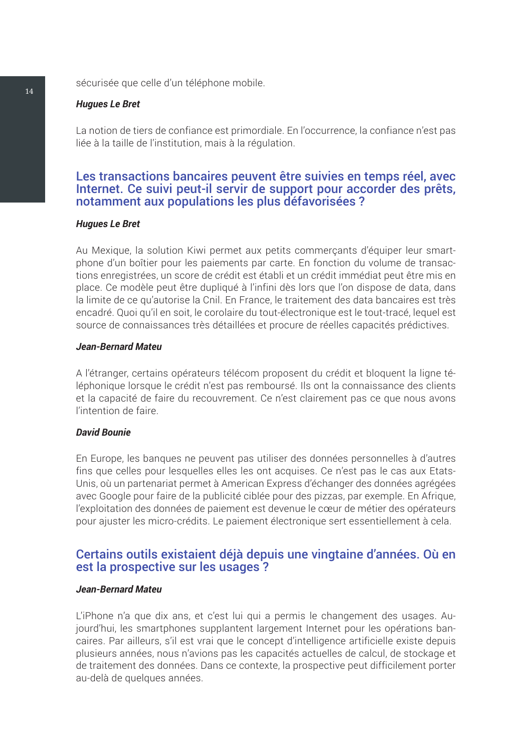sécurisée que celle d'un téléphone mobile.

***Hugues Le Bret***

La notion de tiers de confiance est primordiale. En l'occurrence, la confiance n'est pas liée à la taille de l'institution, mais à la régulation.

## Les transactions bancaires peuvent être suivies en temps réel, avec Internet. Ce suivi peut-il servir de support pour accorder des prêts, notamment aux populations les plus défavorisées ?

***Hugues Le Bret***

Au Mexique, la solution Kiwi permet aux petits commerçants d'équiper leur smartphone d'un boîtier pour les paiements par carte. En fonction du volume de transactions enregistrées, un score de crédit est établi et un crédit immédiat peut être mis en place. Ce modèle peut être dupliqué à l'infini dès lors que l'on dispose de data, dans la limite de ce qu'autorise la Cnil. En France, le traitement des data bancaires est très encadré. Quoi qu'il en soit, le corolaire du tout-électronique est le tout-tracé, lequel est source de connaissances très détaillées et procure de réelles capacités prédictives.

***Jean-Bernard Mateu***

A l'étranger, certains opérateurs télécom proposent du crédit et bloquent la ligne téléphonique lorsque le crédit n'est pas remboursé. Ils ont la connaissance des clients et la capacité de faire du recouvrement. Ce n'est clairement pas ce que nous avons l'intention de faire.

***David Bounie***

En Europe, les banques ne peuvent pas utiliser des données personnelles à d'autres fins que celles pour lesquelles elles les ont acquises. Ce n'est pas le cas aux Etats-Unis, où un partenariat permet à American Express d'échanger des données agrégées avec Google pour faire de la publicité ciblée pour des pizzas, par exemple. En Afrique, l'exploitation des données de paiement est devenue le cœur de métier des opérateurs pour ajuster les micro-crédits. Le paiement électronique sert essentiellement à cela.

## Certains outils existaient déjà depuis une vingtaine d'années. Où en est la prospective sur les usages ?

***Jean-Bernard Mateu***

L'iPhone n'a que dix ans, et c'est lui qui a permis le changement des usages. Aujourd'hui, les smartphones supplantent largement Internet pour les opérations bancaires. Par ailleurs, s'il est vrai que le concept d'intelligence artificielle existe depuis plusieurs années, nous n'avions pas les capacités actuelles de calcul, de stockage et de traitement des données. Dans ce contexte, la prospective peut difficilement porter au-delà de quelques années.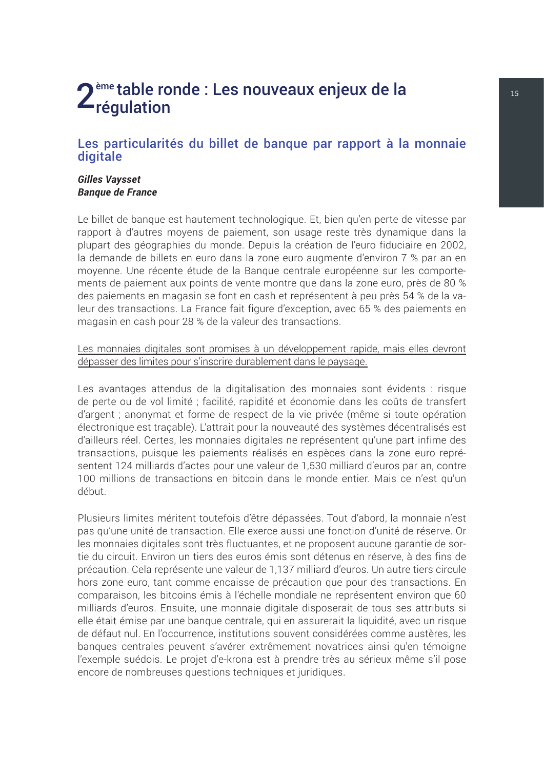# 2ème table ronde : Les nouveaux enjeux de la régulation

## Les particularités du billet de banque par rapport à la monnaie digitale

***Gilles Vaysset***
***Banque de France***

Le billet de banque est hautement technologique. Et, bien qu'en perte de vitesse par rapport à d'autres moyens de paiement, son usage reste très dynamique dans la plupart des géographies du monde. Depuis la création de l'euro fiduciaire en 2002, la demande de billets en euro dans la zone euro augmente d'environ 7 % par an en moyenne. Une récente étude de la Banque centrale européenne sur les comportements de paiement aux points de vente montre que dans la zone euro, près de 80 % des paiements en magasin se font en cash et représentent à peu près 54 % de la valeur des transactions. La France fait figure d'exception, avec 65 % des paiements en magasin en cash pour 28 % de la valeur des transactions.

<u>Les monnaies digitales sont promises à un développement rapide, mais elles devront dépasser des limites pour s'inscrire durablement dans le paysage.</u>

Les avantages attendus de la digitalisation des monnaies sont évidents : risque de perte ou de vol limité ; facilité, rapidité et économie dans les coûts de transfert d'argent ; anonymat et forme de respect de la vie privée (même si toute opération électronique est traçable). L'attrait pour la nouveauté des systèmes décentralisés est d'ailleurs réel. Certes, les monnaies digitales ne représentent qu'une part infime des transactions, puisque les paiements réalisés en espèces dans la zone euro représentent 124 milliards d'actes pour une valeur de 1,530 milliard d'euros par an, contre 100 millions de transactions en bitcoin dans le monde entier. Mais ce n'est qu'un début.

Plusieurs limites méritent toutefois d'être dépassées. Tout d'abord, la monnaie n'est pas qu'une unité de transaction. Elle exerce aussi une fonction d'unité de réserve. Or les monnaies digitales sont très fluctuantes, et ne proposent aucune garantie de sortie du circuit. Environ un tiers des euros émis sont détenus en réserve, à des fins de précaution. Cela représente une valeur de 1,137 milliard d'euros. Un autre tiers circule hors zone euro, tant comme encaisse de précaution que pour des transactions. En comparaison, les bitcoins émis à l'échelle mondiale ne représentent environ que 60 milliards d'euros. Ensuite, une monnaie digitale disposerait de tous ses attributs si elle était émise par une banque centrale, qui en assurerait la liquidité, avec un risque de défaut nul. En l'occurrence, institutions souvent considérées comme austères, les banques centrales peuvent s'avérer extrêmement novatrices ainsi qu'en témoigne l'exemple suédois. Le projet d'e-krona est à prendre très au sérieux même s'il pose encore de nombreuses questions techniques et juridiques.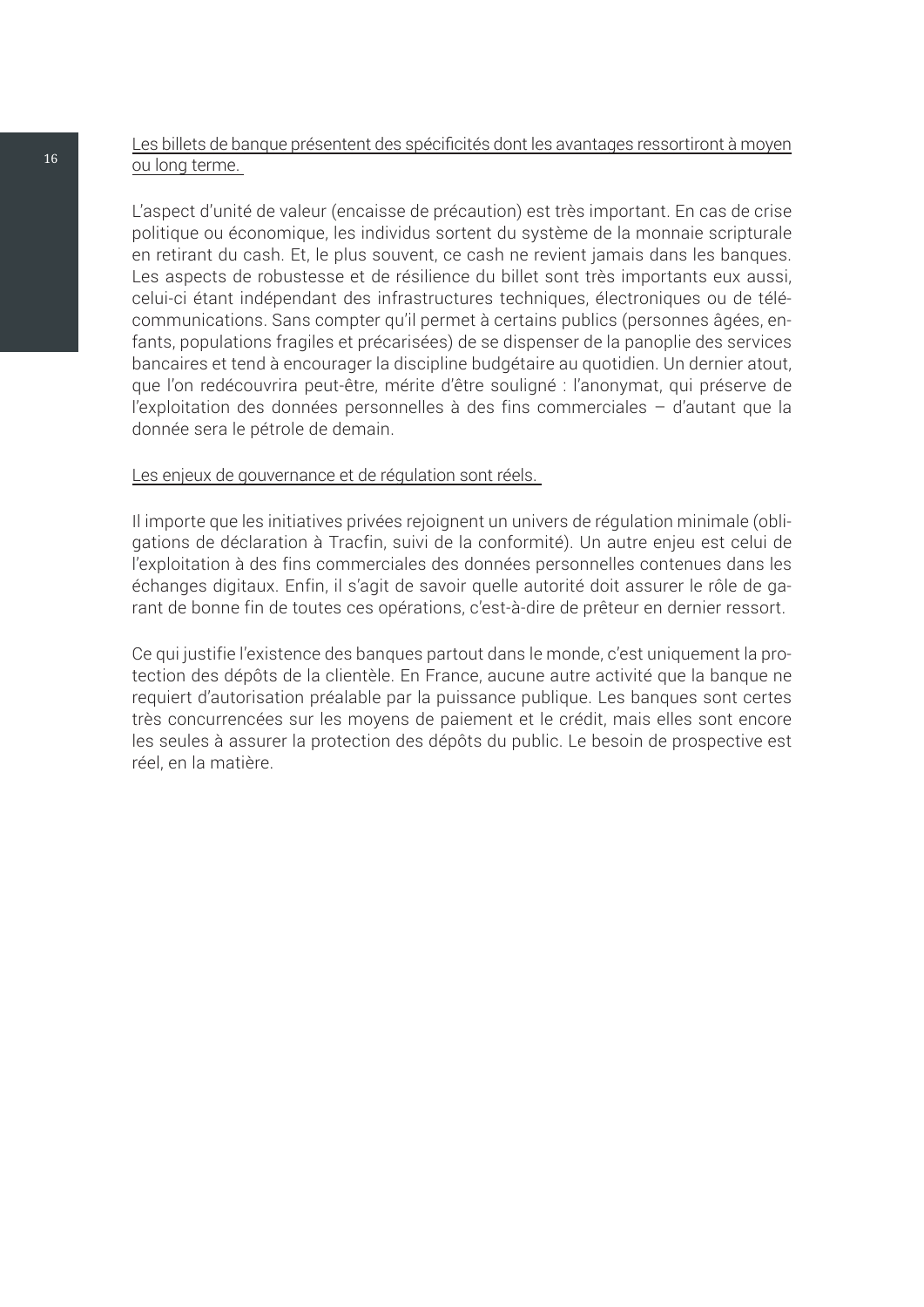Les billets de banque présentent des spécificités dont les avantages ressortiront à moyen ou long terme.

L'aspect d'unité de valeur (encaisse de précaution) est très important. En cas de crise politique ou économique, les individus sortent du système de la monnaie scripturale en retirant du cash. Et, le plus souvent, ce cash ne revient jamais dans les banques. Les aspects de robustesse et de résilience du billet sont très importants eux aussi, celui-ci étant indépendant des infrastructures techniques, électroniques ou de télécommunications. Sans compter qu'il permet à certains publics (personnes âgées, enfants, populations fragiles et précarisées) de se dispenser de la panoplie des services bancaires et tend à encourager la discipline budgétaire au quotidien. Un dernier atout, que l'on redécouvrira peut-être, mérite d'être souligné : l'anonymat, qui préserve de l'exploitation des données personnelles à des fins commerciales – d'autant que la donnée sera le pétrole de demain.

Les enjeux de gouvernance et de régulation sont réels.

Il importe que les initiatives privées rejoignent un univers de régulation minimale (obligations de déclaration à Tracfin, suivi de la conformité). Un autre enjeu est celui de l'exploitation à des fins commerciales des données personnelles contenues dans les échanges digitaux. Enfin, il s'agit de savoir quelle autorité doit assurer le rôle de garant de bonne fin de toutes ces opérations, c'est-à-dire de prêteur en dernier ressort.

Ce qui justifie l'existence des banques partout dans le monde, c'est uniquement la protection des dépôts de la clientèle. En France, aucune autre activité que la banque ne requiert d'autorisation préalable par la puissance publique. Les banques sont certes très concurrencées sur les moyens de paiement et le crédit, mais elles sont encore les seules à assurer la protection des dépôts du public. Le besoin de prospective est réel, en la matière.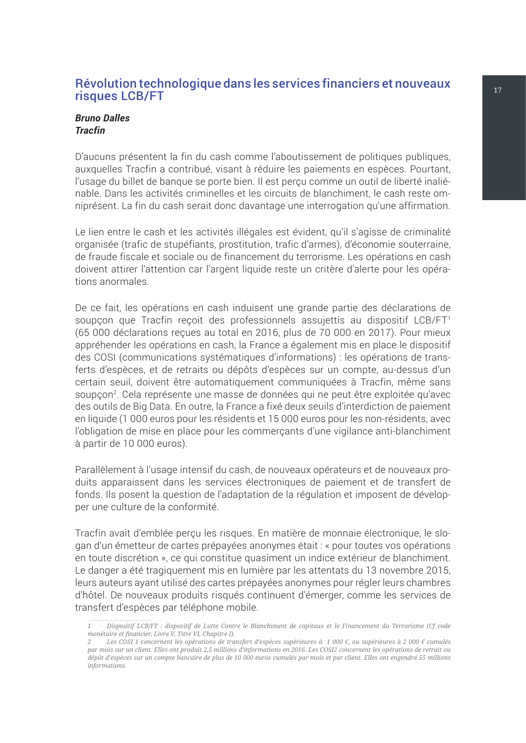## Révolution technologique dans les services financiers et nouveaux risques LCB/FT

***Bruno Dalles***
***Tracfin***

D'aucuns présentent la fin du cash comme l'aboutissement de politiques publiques, auxquelles Tracfin a contribué, visant à réduire les paiements en espèces. Pourtant, l'usage du billet de banque se porte bien. Il est perçu comme un outil de liberté inaliénable. Dans les activités criminelles et les circuits de blanchiment, le cash reste omniprésent. La fin du cash serait donc davantage une interrogation qu'une affirmation.

Le lien entre le cash et les activités illégales est évident, qu'il s'agisse de criminalité organisée (trafic de stupéfiants, prostitution, trafic d'armes), d'économie souterraine, de fraude fiscale et sociale ou de financement du terrorisme. Les opérations en cash doivent attirer l'attention car l'argent liquide reste un critère d'alerte pour les opérations anormales.

De ce fait, les opérations en cash induisent une grande partie des déclarations de soupçon que Tracfin reçoit des professionnels assujettis au dispositif LCB/FT[1] (65 000 déclarations reçues au total en 2016, plus de 70 000 en 2017). Pour mieux appréhender les opérations en cash, la France a également mis en place le dispositif des COSI (communications systématiques d'informations) : les opérations de transferts d'espèces, et de retraits ou dépôts d'espèces sur un compte, au-dessus d'un certain seuil, doivent être automatiquement communiquées à Tracfin, même sans soupçon[2]. Cela représente une masse de données qui ne peut être exploitée qu'avec des outils de Big Data. En outre, la France a fixé deux seuils d'interdiction de paiement en liquide (1 000 euros pour les résidents et 15 000 euros pour les non-résidents, avec l'obligation de mise en place pour les commerçants d'une vigilance anti-blanchiment à partir de 10 000 euros).

Parallèlement à l'usage intensif du cash, de nouveaux opérateurs et de nouveaux produits apparaissent dans les services électroniques de paiement et de transfert de fonds. Ils posent la question de l'adaptation de la régulation et imposent de développer une culture de la conformité.

Tracfin avait d'emblée perçu les risques. En matière de monnaie électronique, le slogan d'un émetteur de cartes prépayées anonymes était : « pour toutes vos opérations en toute discrétion », ce qui constitue quasiment un indice extérieur de blanchiment. Le danger a été tragiquement mis en lumière par les attentats du 13 novembre 2015, leurs auteurs ayant utilisé des cartes prépayées anonymes pour régler leurs chambres d'hôtel. De nouveaux produits risqués continuent d'émerger, comme les services de transfert d'espèces par téléphone mobile.

---

*1 Dispositif LCB/FT : dispositif de Lutte Contre le Blanchiment de capitaux et le Financement du Terrorisme (Cf code monétaire et financier, Livre V, Titre VI, Chapitre I).*

*2 Les COSI 1 concernent les opérations de transfert d'espèces supérieures à 1 000 €, ou supérieures à 2 000 € cumulés par mois sur un client. Elles ont produit 2,5 millions d'informations en 2016. Les COSI2 concernent les opérations de retrait ou dépôt d'espèces sur un compte bancaire de plus de 10 000 euros cumulés par mois et par client. Elles ont engendré 55 millions informations.*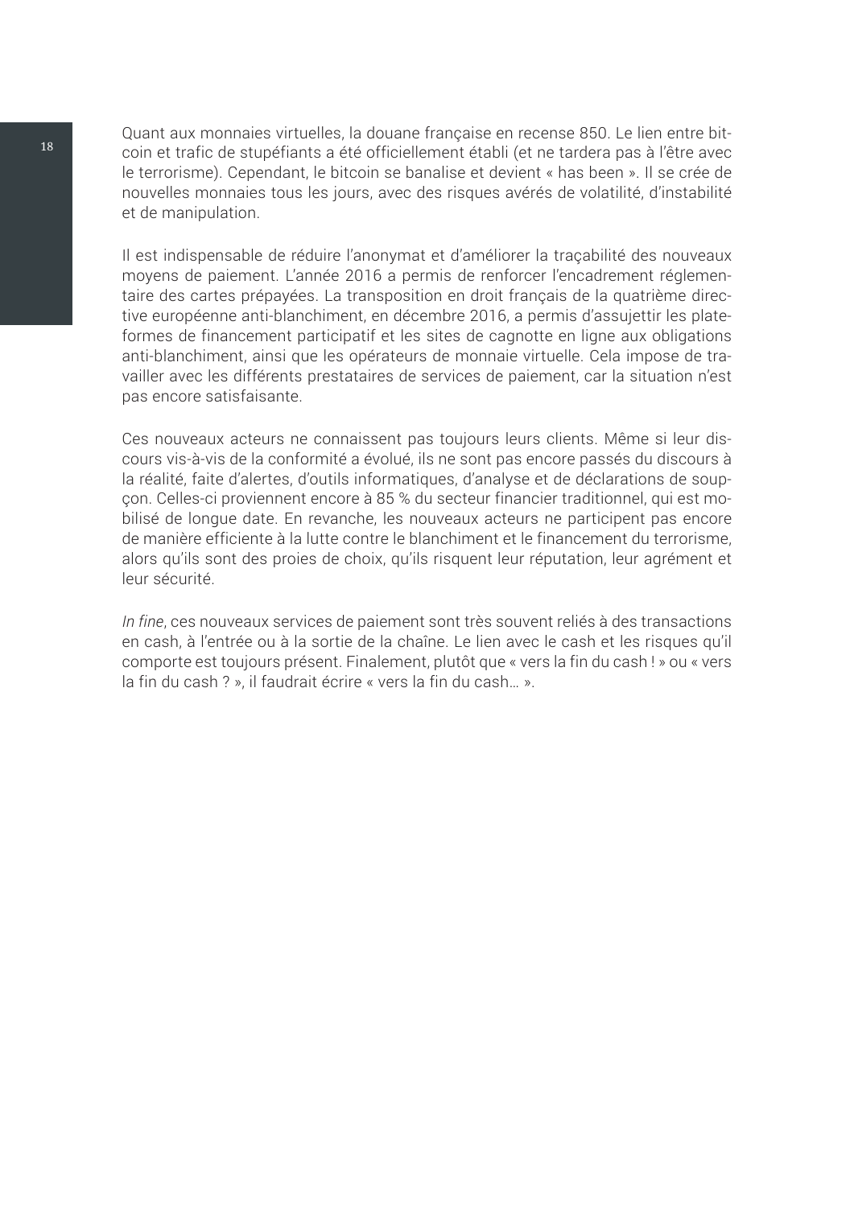Quant aux monnaies virtuelles, la douane française en recense 850. Le lien entre bitcoin et trafic de stupéfiants a été officiellement établi (et ne tardera pas à l'être avec le terrorisme). Cependant, le bitcoin se banalise et devient « has been ». Il se crée de nouvelles monnaies tous les jours, avec des risques avérés de volatilité, d'instabilité et de manipulation.

Il est indispensable de réduire l'anonymat et d'améliorer la traçabilité des nouveaux moyens de paiement. L'année 2016 a permis de renforcer l'encadrement réglementaire des cartes prépayées. La transposition en droit français de la quatrième directive européenne anti-blanchiment, en décembre 2016, a permis d'assujettir les plateformes de financement participatif et les sites de cagnotte en ligne aux obligations anti-blanchiment, ainsi que les opérateurs de monnaie virtuelle. Cela impose de travailler avec les différents prestataires de services de paiement, car la situation n'est pas encore satisfaisante.

Ces nouveaux acteurs ne connaissent pas toujours leurs clients. Même si leur discours vis-à-vis de la conformité a évolué, ils ne sont pas encore passés du discours à la réalité, faite d'alertes, d'outils informatiques, d'analyse et de déclarations de soupçon. Celles-ci proviennent encore à 85 % du secteur financier traditionnel, qui est mobilisé de longue date. En revanche, les nouveaux acteurs ne participent pas encore de manière efficiente à la lutte contre le blanchiment et le financement du terrorisme, alors qu'ils sont des proies de choix, qu'ils risquent leur réputation, leur agrément et leur sécurité.

*In fine*, ces nouveaux services de paiement sont très souvent reliés à des transactions en cash, à l'entrée ou à la sortie de la chaîne. Le lien avec le cash et les risques qu'il comporte est toujours présent. Finalement, plutôt que « vers la fin du cash ! » ou « vers la fin du cash ? », il faudrait écrire « vers la fin du cash… ».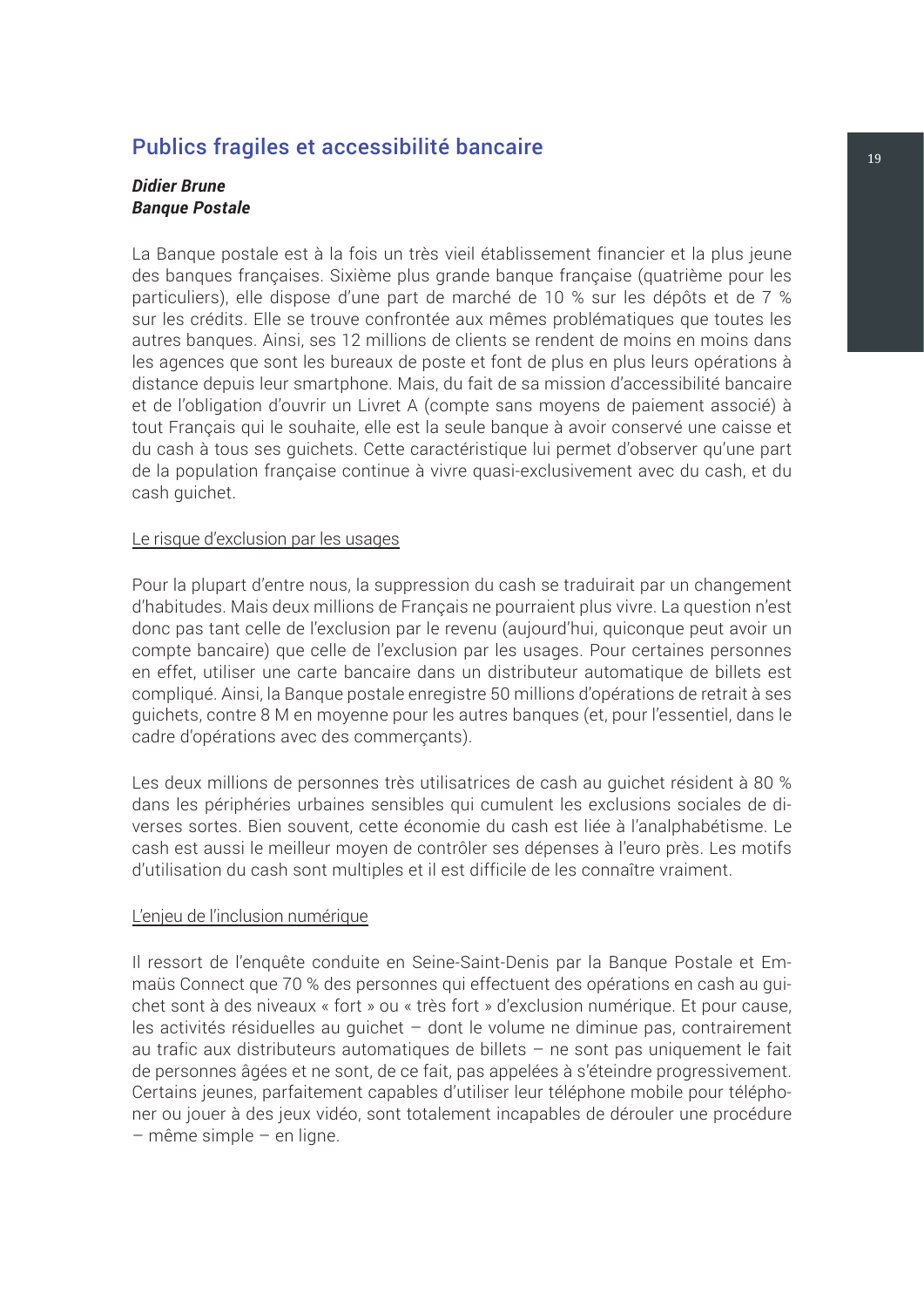## Publics fragiles et accessibilité bancaire

***Didier Brune***
***Banque Postale***

La Banque postale est à la fois un très vieil établissement financier et la plus jeune des banques françaises. Sixième plus grande banque française (quatrième pour les particuliers), elle dispose d'une part de marché de 10 % sur les dépôts et de 7 % sur les crédits. Elle se trouve confrontée aux mêmes problématiques que toutes les autres banques. Ainsi, ses 12 millions de clients se rendent de moins en moins dans les agences que sont les bureaux de poste et font de plus en plus leurs opérations à distance depuis leur smartphone. Mais, du fait de sa mission d'accessibilité bancaire et de l'obligation d'ouvrir un Livret A (compte sans moyens de paiement associé) à tout Français qui le souhaite, elle est la seule banque à avoir conservé une caisse et du cash à tous ses guichets. Cette caractéristique lui permet d'observer qu'une part de la population française continue à vivre quasi-exclusivement avec du cash, et du cash guichet.

<u>Le risque d'exclusion par les usages</u>

Pour la plupart d'entre nous, la suppression du cash se traduirait par un changement d'habitudes. Mais deux millions de Français ne pourraient plus vivre. La question n'est donc pas tant celle de l'exclusion par le revenu (aujourd'hui, quiconque peut avoir un compte bancaire) que celle de l'exclusion par les usages. Pour certaines personnes en effet, utiliser une carte bancaire dans un distributeur automatique de billets est compliqué. Ainsi, la Banque postale enregistre 50 millions d'opérations de retrait à ses guichets, contre 8 M en moyenne pour les autres banques (et, pour l'essentiel, dans le cadre d'opérations avec des commerçants).

Les deux millions de personnes très utilisatrices de cash au guichet résident à 80 % dans les périphéries urbaines sensibles qui cumulent les exclusions sociales de diverses sortes. Bien souvent, cette économie du cash est liée à l'analphabétisme. Le cash est aussi le meilleur moyen de contrôler ses dépenses à l'euro près. Les motifs d'utilisation du cash sont multiples et il est difficile de les connaître vraiment.

<u>L'enjeu de l'inclusion numérique</u>

Il ressort de l'enquête conduite en Seine-Saint-Denis par la Banque Postale et Emmaüs Connect que 70 % des personnes qui effectuent des opérations en cash au guichet sont à des niveaux « fort » ou « très fort » d'exclusion numérique. Et pour cause, les activités résiduelles au guichet – dont le volume ne diminue pas, contrairement au trafic aux distributeurs automatiques de billets – ne sont pas uniquement le fait de personnes âgées et ne sont, de ce fait, pas appelées à s'éteindre progressivement. Certains jeunes, parfaitement capables d'utiliser leur téléphone mobile pour téléphoner ou jouer à des jeux vidéo, sont totalement incapables de dérouler une procédure – même simple – en ligne.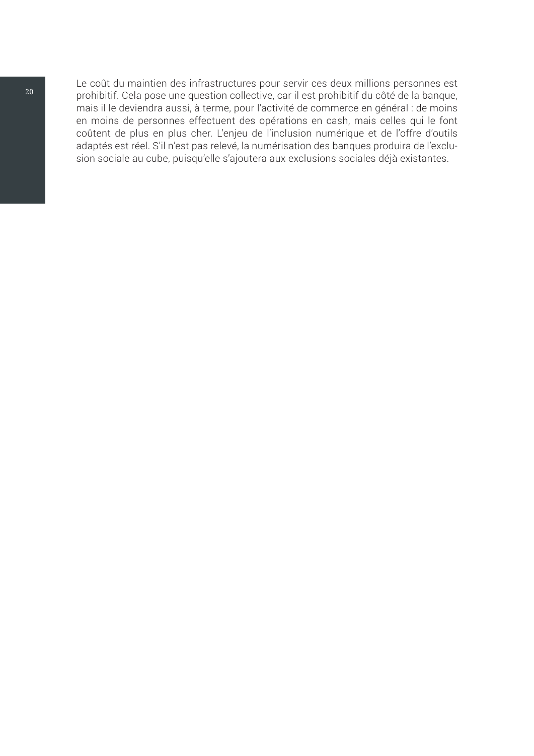Le coût du maintien des infrastructures pour servir ces deux millions personnes est prohibitif. Cela pose une question collective, car il est prohibitif du côté de la banque, mais il le deviendra aussi, à terme, pour l'activité de commerce en général : de moins en moins de personnes effectuent des opérations en cash, mais celles qui le font coûtent de plus en plus cher. L'enjeu de l'inclusion numérique et de l'offre d'outils adaptés est réel. S'il n'est pas relevé, la numérisation des banques produira de l'exclusion sociale au cube, puisqu'elle s'ajoutera aux exclusions sociales déjà existantes.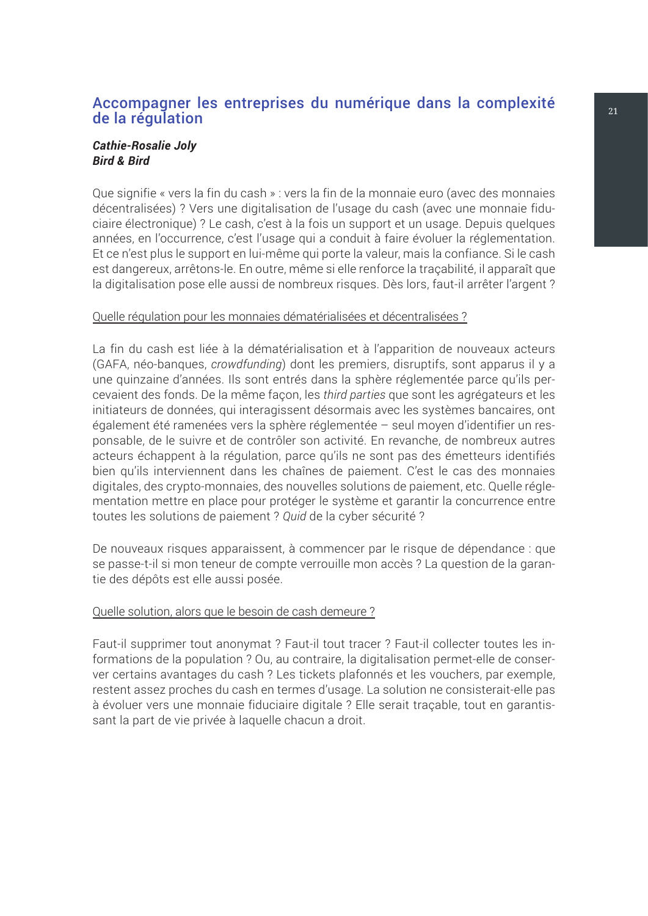## Accompagner les entreprises du numérique dans la complexité de la régulation

***Cathie-Rosalie Joly***
***Bird & Bird***

Que signifie « vers la fin du cash » : vers la fin de la monnaie euro (avec des monnaies décentralisées) ? Vers une digitalisation de l'usage du cash (avec une monnaie fiduciaire électronique) ? Le cash, c'est à la fois un support et un usage. Depuis quelques années, en l'occurrence, c'est l'usage qui a conduit à faire évoluer la réglementation. Et ce n'est plus le support en lui-même qui porte la valeur, mais la confiance. Si le cash est dangereux, arrêtons-le. En outre, même si elle renforce la traçabilité, il apparaît que la digitalisation pose elle aussi de nombreux risques. Dès lors, faut-il arrêter l'argent ?

<u>Quelle régulation pour les monnaies dématérialisées et décentralisées ?</u>

La fin du cash est liée à la dématérialisation et à l'apparition de nouveaux acteurs (GAFA, néo-banques, *crowdfunding*) dont les premiers, disruptifs, sont apparus il y a une quinzaine d'années. Ils sont entrés dans la sphère réglementée parce qu'ils percevaient des fonds. De la même façon, les *third parties* que sont les agrégateurs et les initiateurs de données, qui interagissent désormais avec les systèmes bancaires, ont également été ramenées vers la sphère réglementée – seul moyen d'identifier un responsable, de le suivre et de contrôler son activité. En revanche, de nombreux autres acteurs échappent à la régulation, parce qu'ils ne sont pas des émetteurs identifiés bien qu'ils interviennent dans les chaînes de paiement. C'est le cas des monnaies digitales, des crypto-monnaies, des nouvelles solutions de paiement, etc. Quelle réglementation mettre en place pour protéger le système et garantir la concurrence entre toutes les solutions de paiement ? *Quid* de la cyber sécurité ?

De nouveaux risques apparaissent, à commencer par le risque de dépendance : que se passe-t-il si mon teneur de compte verrouille mon accès ? La question de la garantie des dépôts est elle aussi posée.

<u>Quelle solution, alors que le besoin de cash demeure ?</u>

Faut-il supprimer tout anonymat ? Faut-il tout tracer ? Faut-il collecter toutes les informations de la population ? Ou, au contraire, la digitalisation permet-elle de conserver certains avantages du cash ? Les tickets plafonnés et les vouchers, par exemple, restent assez proches du cash en termes d'usage. La solution ne consisterait-elle pas à évoluer vers une monnaie fiduciaire digitale ? Elle serait traçable, tout en garantissant la part de vie privée à laquelle chacun a droit.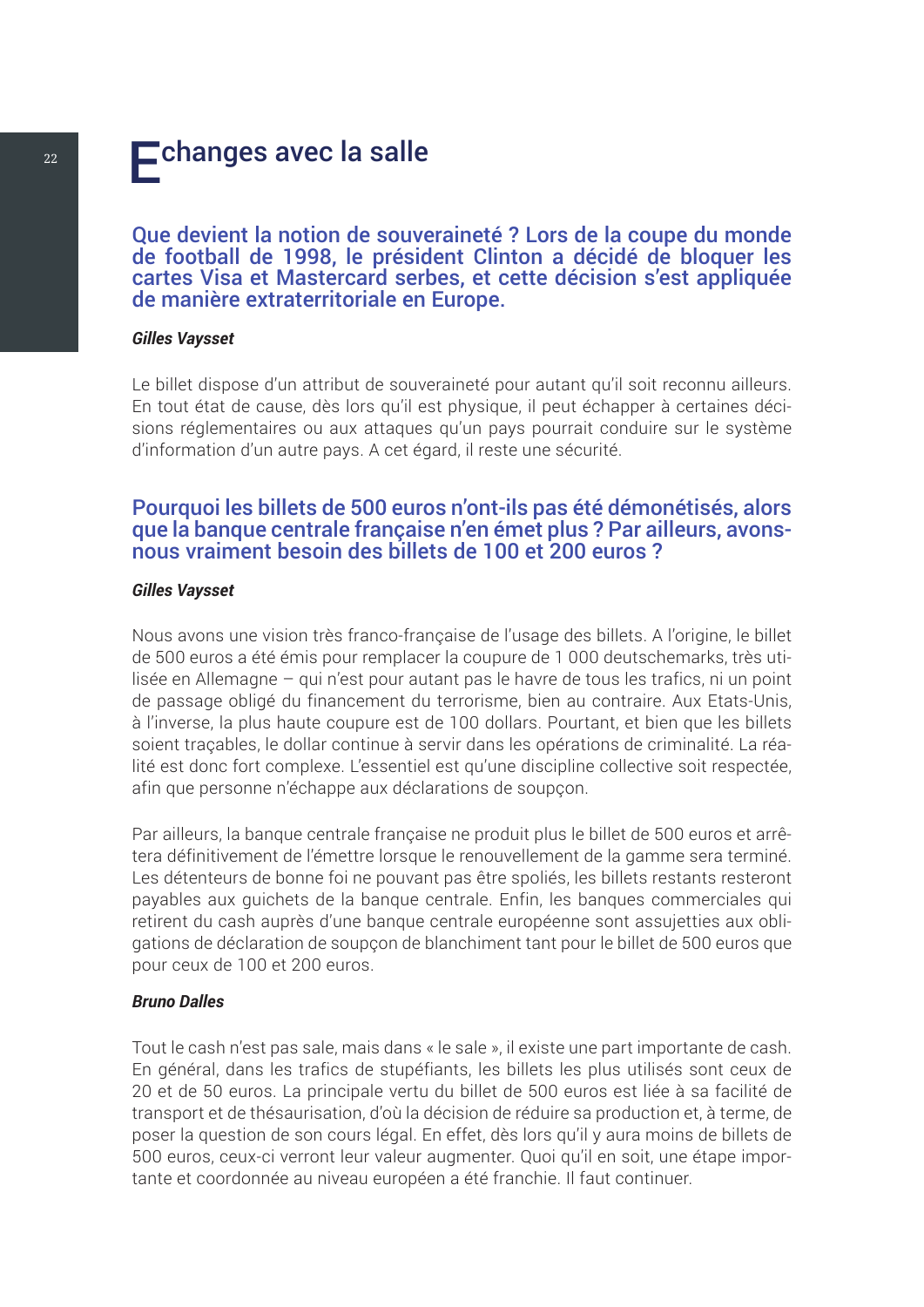# Echanges avec la salle

## Que devient la notion de souveraineté ? Lors de la coupe du monde de football de 1998, le président Clinton a décidé de bloquer les cartes Visa et Mastercard serbes, et cette décision s'est appliquée de manière extraterritoriale en Europe.

***Gilles Vaysset***

Le billet dispose d'un attribut de souveraineté pour autant qu'il soit reconnu ailleurs. En tout état de cause, dès lors qu'il est physique, il peut échapper à certaines décisions réglementaires ou aux attaques qu'un pays pourrait conduire sur le système d'information d'un autre pays. A cet égard, il reste une sécurité.

## Pourquoi les billets de 500 euros n'ont-ils pas été démonétisés, alors que la banque centrale française n'en émet plus ? Par ailleurs, avons-nous vraiment besoin des billets de 100 et 200 euros ?

***Gilles Vaysset***

Nous avons une vision très franco-française de l'usage des billets. A l'origine, le billet de 500 euros a été émis pour remplacer la coupure de 1 000 deutschemarks, très utilisée en Allemagne – qui n'est pour autant pas le havre de tous les trafics, ni un point de passage obligé du financement du terrorisme, bien au contraire. Aux Etats-Unis, à l'inverse, la plus haute coupure est de 100 dollars. Pourtant, et bien que les billets soient traçables, le dollar continue à servir dans les opérations de criminalité. La réalité est donc fort complexe. L'essentiel est qu'une discipline collective soit respectée, afin que personne n'échappe aux déclarations de soupçon.

Par ailleurs, la banque centrale française ne produit plus le billet de 500 euros et arrêtera définitivement de l'émettre lorsque le renouvellement de la gamme sera terminé. Les détenteurs de bonne foi ne pouvant pas être spoliés, les billets restants resteront payables aux guichets de la banque centrale. Enfin, les banques commerciales qui retirent du cash auprès d'une banque centrale européenne sont assujetties aux obligations de déclaration de soupçon de blanchiment tant pour le billet de 500 euros que pour ceux de 100 et 200 euros.

***Bruno Dalles***

Tout le cash n'est pas sale, mais dans « le sale », il existe une part importante de cash. En général, dans les trafics de stupéfiants, les billets les plus utilisés sont ceux de 20 et de 50 euros. La principale vertu du billet de 500 euros est liée à sa facilité de transport et de thésaurisation, d'où la décision de réduire sa production et, à terme, de poser la question de son cours légal. En effet, dès lors qu'il y aura moins de billets de 500 euros, ceux-ci verront leur valeur augmenter. Quoi qu'il en soit, une étape importante et coordonnée au niveau européen a été franchie. Il faut continuer.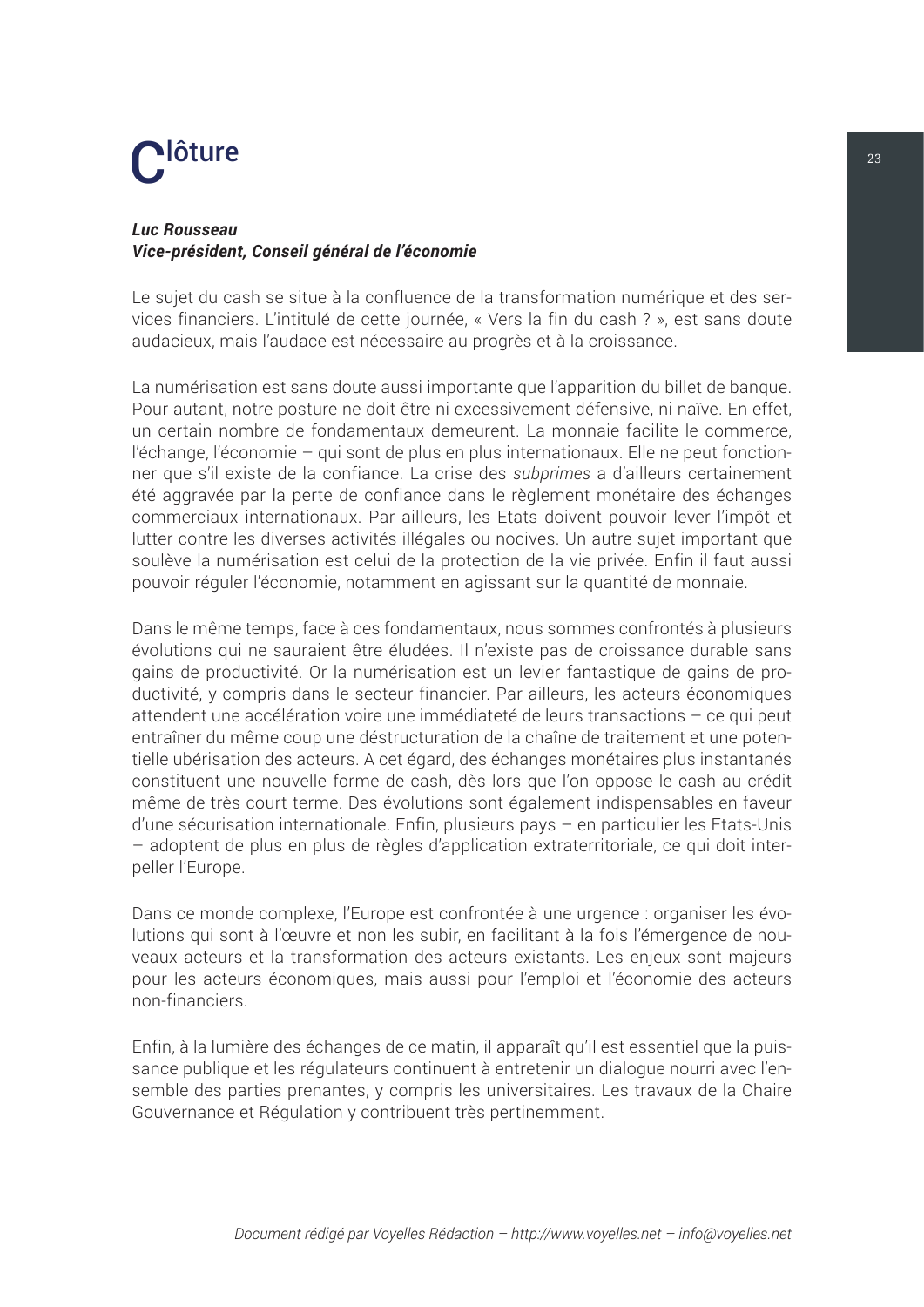# Clôture

***Luc Rousseau***
***Vice-président, Conseil général de l'économie***

Le sujet du cash se situe à la confluence de la transformation numérique et des services financiers. L'intitulé de cette journée, « Vers la fin du cash ? », est sans doute audacieux, mais l'audace est nécessaire au progrès et à la croissance.

La numérisation est sans doute aussi importante que l'apparition du billet de banque. Pour autant, notre posture ne doit être ni excessivement défensive, ni naïve. En effet, un certain nombre de fondamentaux demeurent. La monnaie facilite le commerce, l'échange, l'économie – qui sont de plus en plus internationaux. Elle ne peut fonctionner que s'il existe de la confiance. La crise des *subprimes* a d'ailleurs certainement été aggravée par la perte de confiance dans le règlement monétaire des échanges commerciaux internationaux. Par ailleurs, les Etats doivent pouvoir lever l'impôt et lutter contre les diverses activités illégales ou nocives. Un autre sujet important que soulève la numérisation est celui de la protection de la vie privée. Enfin il faut aussi pouvoir réguler l'économie, notamment en agissant sur la quantité de monnaie.

Dans le même temps, face à ces fondamentaux, nous sommes confrontés à plusieurs évolutions qui ne sauraient être éludées. Il n'existe pas de croissance durable sans gains de productivité. Or la numérisation est un levier fantastique de gains de productivité, y compris dans le secteur financier. Par ailleurs, les acteurs économiques attendent une accélération voire une immédiateté de leurs transactions – ce qui peut entraîner du même coup une déstructuration de la chaîne de traitement et une potentielle ubérisation des acteurs. A cet égard, des échanges monétaires plus instantanés constituent une nouvelle forme de cash, dès lors que l'on oppose le cash au crédit même de très court terme. Des évolutions sont également indispensables en faveur d'une sécurisation internationale. Enfin, plusieurs pays – en particulier les Etats-Unis – adoptent de plus en plus de règles d'application extraterritoriale, ce qui doit interpeller l'Europe.

Dans ce monde complexe, l'Europe est confrontée à une urgence : organiser les évolutions qui sont à l'œuvre et non les subir, en facilitant à la fois l'émergence de nouveaux acteurs et la transformation des acteurs existants. Les enjeux sont majeurs pour les acteurs économiques, mais aussi pour l'emploi et l'économie des acteurs non-financiers.

Enfin, à la lumière des échanges de ce matin, il apparaît qu'il est essentiel que la puissance publique et les régulateurs continuent à entretenir un dialogue nourri avec l'ensemble des parties prenantes, y compris les universitaires. Les travaux de la Chaire Gouvernance et Régulation y contribuent très pertinemment.

*Document rédigé par Voyelles Rédaction – http://www.voyelles.net – info@voyelles.net*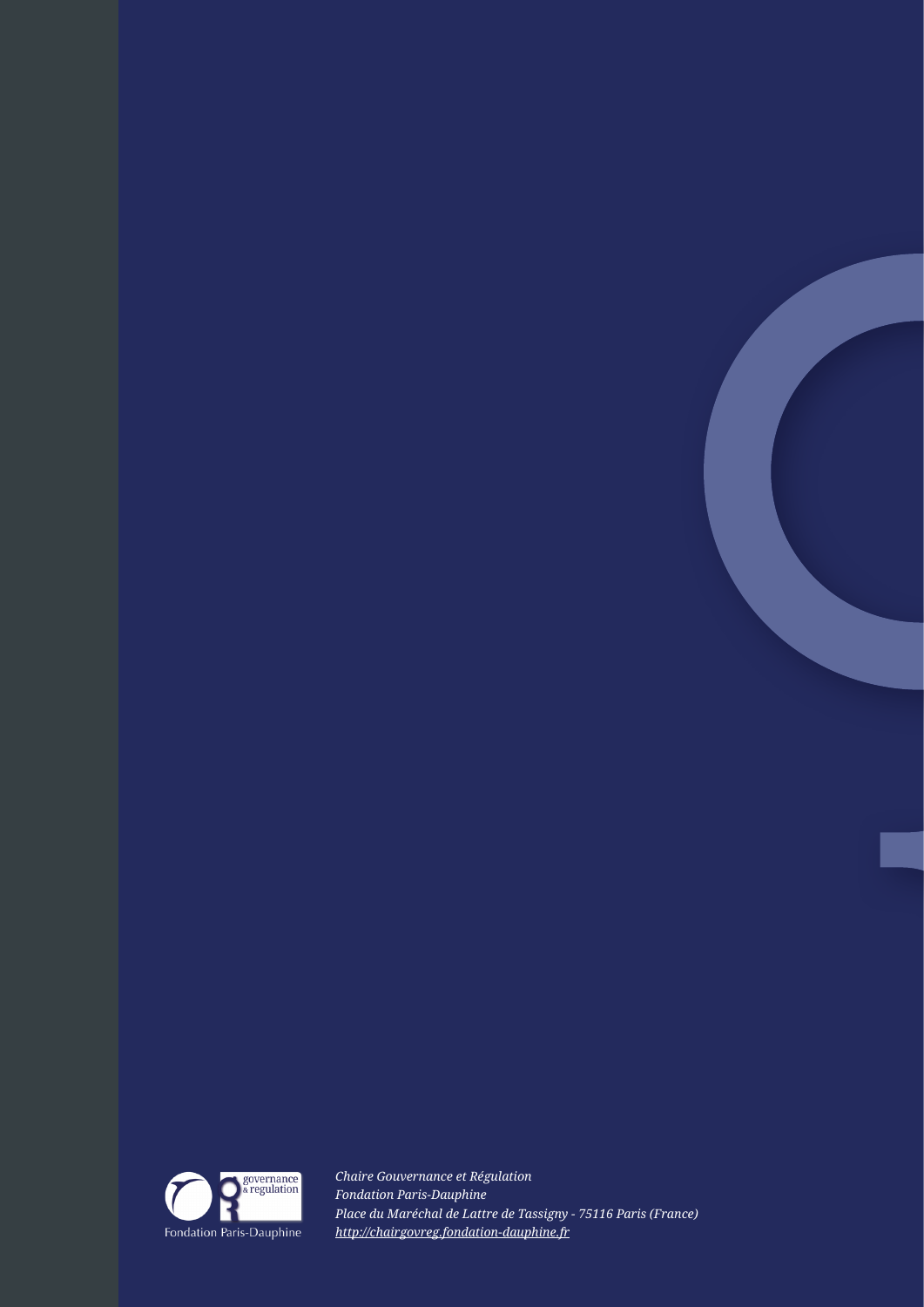*Chaire Gouvernance et Régulation*
*Fondation Paris-Dauphine*
*Place du Maréchal de Lattre de Tassigny - 75116 Paris (France)*
*http://chairgovreg.fondation-dauphine.fr*